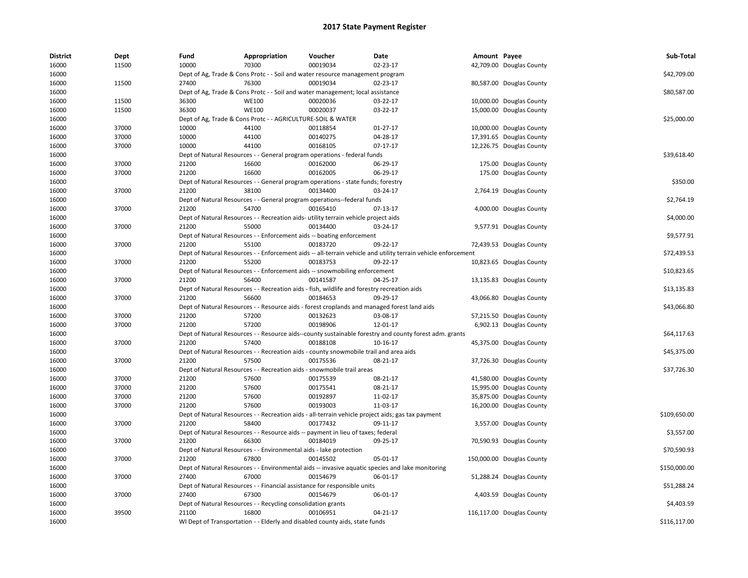# 2017 State Payment Register

| District | Dept | Fund | Appropriation | Voucher | Date | Amount | Payee | Sub-Total |
|---|---|---|---|---|---|---|---|---|
| 16000 | 11500 | 10000 | 70300 | 00019034 | 02-23-17 | 42,709.00 | Douglas County | |
| 16000 | | Dept of Ag, Trade & Cons Protc - - Soil and water resource management program | | | | | | $42,709.00 |
| 16000 | 11500 | 27400 | 76300 | 00019034 | 02-23-17 | 80,587.00 | Douglas County | |
| 16000 | | Dept of Ag, Trade & Cons Protc - - Soil and water management; local assistance | | | | | | $80,587.00 |
| 16000 | 11500 | 36300 | WE100 | 00020036 | 03-22-17 | 10,000.00 | Douglas County | |
| 16000 | 11500 | 36300 | WE100 | 00020037 | 03-22-17 | 15,000.00 | Douglas County | |
| 16000 | | Dept of Ag, Trade & Cons Protc - - AGRICULTURE-SOIL & WATER | | | | | | $25,000.00 |
| 16000 | 37000 | 10000 | 44100 | 00118854 | 01-27-17 | 10,000.00 | Douglas County | |
| 16000 | 37000 | 10000 | 44100 | 00140275 | 04-28-17 | 17,391.65 | Douglas County | |
| 16000 | 37000 | 10000 | 44100 | 00168105 | 07-17-17 | 12,226.75 | Douglas County | |
| 16000 | | Dept of Natural Resources - - General program operations - federal funds | | | | | | $39,618.40 |
| 16000 | 37000 | 21200 | 16600 | 00162000 | 06-29-17 | 175.00 | Douglas County | |
| 16000 | 37000 | 21200 | 16600 | 00162005 | 06-29-17 | 175.00 | Douglas County | |
| 16000 | | Dept of Natural Resources - - General program operations - state funds; forestry | | | | | | $350.00 |
| 16000 | 37000 | 21200 | 38100 | 00134400 | 03-24-17 | 2,764.19 | Douglas County | |
| 16000 | | Dept of Natural Resources - - General program operations--federal funds | | | | | | $2,764.19 |
| 16000 | 37000 | 21200 | 54700 | 00165410 | 07-13-17 | 4,000.00 | Douglas County | |
| 16000 | | Dept of Natural Resources - - Recreation aids- utility terrain vehicle project aids | | | | | | $4,000.00 |
| 16000 | 37000 | 21200 | 55000 | 00134400 | 03-24-17 | 9,577.91 | Douglas County | |
| 16000 | | Dept of Natural Resources - - Enforcement aids -- boating enforcement | | | | | | $9,577.91 |
| 16000 | 37000 | 21200 | 55100 | 00183720 | 09-22-17 | 72,439.53 | Douglas County | |
| 16000 | | Dept of Natural Resources - - Enforcement aids -- all-terrain vehicle and utility terrain vehicle enforcement | | | | | | $72,439.53 |
| 16000 | 37000 | 21200 | 55200 | 00183753 | 09-22-17 | 10,823.65 | Douglas County | |
| 16000 | | Dept of Natural Resources - - Enforcement aids -- snowmobiling enforcement | | | | | | $10,823.65 |
| 16000 | 37000 | 21200 | 56400 | 00141587 | 04-25-17 | 13,135.83 | Douglas County | |
| 16000 | | Dept of Natural Resources - - Recreation aids - fish, wildlife and forestry recreation aids | | | | | | $13,135.83 |
| 16000 | 37000 | 21200 | 56600 | 00184653 | 09-29-17 | 43,066.80 | Douglas County | |
| 16000 | | Dept of Natural Resources - - Resource aids - forest croplands and managed forest land aids | | | | | | $43,066.80 |
| 16000 | 37000 | 21200 | 57200 | 00132623 | 03-08-17 | 57,215.50 | Douglas County | |
| 16000 | 37000 | 21200 | 57200 | 00198906 | 12-01-17 | 6,902.13 | Douglas County | |
| 16000 | | Dept of Natural Resources - - Resource aids--county sustainable forestry and county forest adm. grants | | | | | | $64,117.63 |
| 16000 | 37000 | 21200 | 57400 | 00188108 | 10-16-17 | 45,375.00 | Douglas County | |
| 16000 | | Dept of Natural Resources - - Recreation aids - county snowmobile trail and area aids | | | | | | $45,375.00 |
| 16000 | 37000 | 21200 | 57500 | 00175536 | 08-21-17 | 37,726.30 | Douglas County | |
| 16000 | | Dept of Natural Resources - - Recreation aids - snowmobile trail areas | | | | | | $37,726.30 |
| 16000 | 37000 | 21200 | 57600 | 00175539 | 08-21-17 | 41,580.00 | Douglas County | |
| 16000 | 37000 | 21200 | 57600 | 00175541 | 08-21-17 | 15,995.00 | Douglas County | |
| 16000 | 37000 | 21200 | 57600 | 00192897 | 11-02-17 | 35,875.00 | Douglas County | |
| 16000 | 37000 | 21200 | 57600 | 00193003 | 11-03-17 | 16,200.00 | Douglas County | |
| 16000 | | Dept of Natural Resources - - Recreation aids - all-terrain vehicle project aids; gas tax payment | | | | | | $109,650.00 |
| 16000 | 37000 | 21200 | 58400 | 00177432 | 09-11-17 | 3,557.00 | Douglas County | |
| 16000 | | Dept of Natural Resources - - Resource aids -- payment in lieu of taxes; federal | | | | | | $3,557.00 |
| 16000 | 37000 | 21200 | 66300 | 00184019 | 09-25-17 | 70,590.93 | Douglas County | |
| 16000 | | Dept of Natural Resources - - Environmental aids - lake protection | | | | | | $70,590.93 |
| 16000 | 37000 | 21200 | 67800 | 00145502 | 05-01-17 | 150,000.00 | Douglas County | |
| 16000 | | Dept of Natural Resources - - Environmental aids -- invasive aquatic species and lake monitoring | | | | | | $150,000.00 |
| 16000 | 37000 | 27400 | 67000 | 00154679 | 06-01-17 | 51,288.24 | Douglas County | |
| 16000 | | Dept of Natural Resources - - Financial assistance for responsible units | | | | | | $51,288.24 |
| 16000 | 37000 | 27400 | 67300 | 00154679 | 06-01-17 | 4,403.59 | Douglas County | |
| 16000 | | Dept of Natural Resources - - Recycling consolidation grants | | | | | | $4,403.59 |
| 16000 | 39500 | 21100 | 16800 | 00106951 | 04-21-17 | 116,117.00 | Douglas County | |
| 16000 | | WI Dept of Transportation - - Elderly and disabled county aids, state funds | | | | | | $116,117.00 |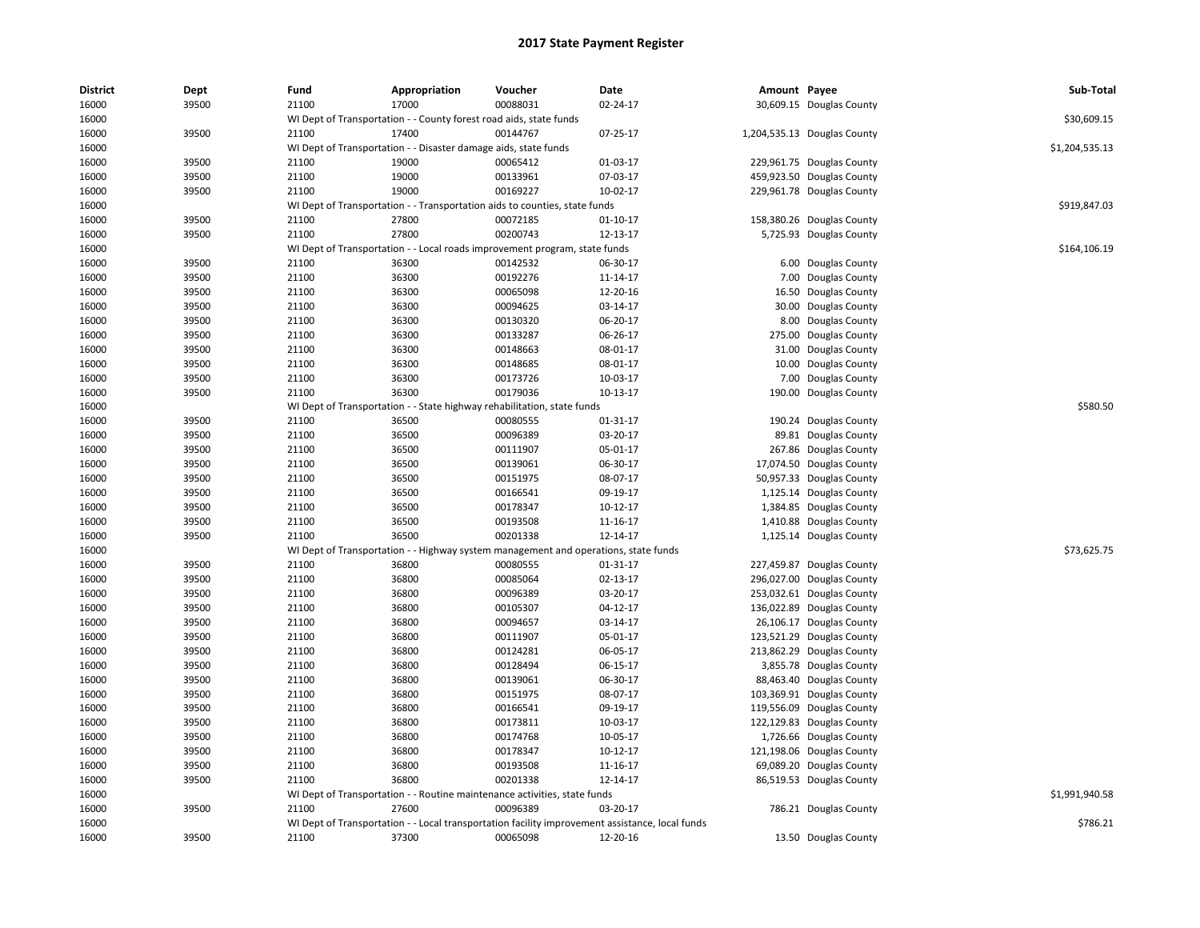# 2017 State Payment Register

| District | Dept | Fund | Appropriation | Voucher | Date | Amount | Payee | Sub-Total |
|---|---|---|---|---|---|---|---|---|
| 16000 | 39500 | 21100 | 17000 | 00088031 | 02-24-17 | 30,609.15 | Douglas County | |
| 16000 | | WI Dept of Transportation - - County forest road aids, state funds | | | | | | $30,609.15 |
| 16000 | 39500 | 21100 | 17400 | 00144767 | 07-25-17 | 1,204,535.13 | Douglas County | |
| 16000 | | WI Dept of Transportation - - Disaster damage aids, state funds | | | | | | $1,204,535.13 |
| 16000 | 39500 | 21100 | 19000 | 00065412 | 01-03-17 | 229,961.75 | Douglas County | |
| 16000 | 39500 | 21100 | 19000 | 00133961 | 07-03-17 | 459,923.50 | Douglas County | |
| 16000 | 39500 | 21100 | 19000 | 00169227 | 10-02-17 | 229,961.78 | Douglas County | |
| 16000 | | WI Dept of Transportation - - Transportation aids to counties, state funds | | | | | | $919,847.03 |
| 16000 | 39500 | 21100 | 27800 | 00072185 | 01-10-17 | 158,380.26 | Douglas County | |
| 16000 | 39500 | 21100 | 27800 | 00200743 | 12-13-17 | 5,725.93 | Douglas County | |
| 16000 | | WI Dept of Transportation - - Local roads improvement program, state funds | | | | | | $164,106.19 |
| 16000 | 39500 | 21100 | 36300 | 00142532 | 06-30-17 | 6.00 | Douglas County | |
| 16000 | 39500 | 21100 | 36300 | 00192276 | 11-14-17 | 7.00 | Douglas County | |
| 16000 | 39500 | 21100 | 36300 | 00065098 | 12-20-16 | 16.50 | Douglas County | |
| 16000 | 39500 | 21100 | 36300 | 00094625 | 03-14-17 | 30.00 | Douglas County | |
| 16000 | 39500 | 21100 | 36300 | 00130320 | 06-20-17 | 8.00 | Douglas County | |
| 16000 | 39500 | 21100 | 36300 | 00133287 | 06-26-17 | 275.00 | Douglas County | |
| 16000 | 39500 | 21100 | 36300 | 00148663 | 08-01-17 | 31.00 | Douglas County | |
| 16000 | 39500 | 21100 | 36300 | 00148685 | 08-01-17 | 10.00 | Douglas County | |
| 16000 | 39500 | 21100 | 36300 | 00173726 | 10-03-17 | 7.00 | Douglas County | |
| 16000 | 39500 | 21100 | 36300 | 00179036 | 10-13-17 | 190.00 | Douglas County | |
| 16000 | | WI Dept of Transportation - - State highway rehabilitation, state funds | | | | | | $580.50 |
| 16000 | 39500 | 21100 | 36500 | 00080555 | 01-31-17 | 190.24 | Douglas County | |
| 16000 | 39500 | 21100 | 36500 | 00096389 | 03-20-17 | 89.81 | Douglas County | |
| 16000 | 39500 | 21100 | 36500 | 00111907 | 05-01-17 | 267.86 | Douglas County | |
| 16000 | 39500 | 21100 | 36500 | 00139061 | 06-30-17 | 17,074.50 | Douglas County | |
| 16000 | 39500 | 21100 | 36500 | 00151975 | 08-07-17 | 50,957.33 | Douglas County | |
| 16000 | 39500 | 21100 | 36500 | 00166541 | 09-19-17 | 1,125.14 | Douglas County | |
| 16000 | 39500 | 21100 | 36500 | 00178347 | 10-12-17 | 1,384.85 | Douglas County | |
| 16000 | 39500 | 21100 | 36500 | 00193508 | 11-16-17 | 1,410.88 | Douglas County | |
| 16000 | 39500 | 21100 | 36500 | 00201338 | 12-14-17 | 1,125.14 | Douglas County | |
| 16000 | | WI Dept of Transportation - - Highway system management and operations, state funds | | | | | | $73,625.75 |
| 16000 | 39500 | 21100 | 36800 | 00080555 | 01-31-17 | 227,459.87 | Douglas County | |
| 16000 | 39500 | 21100 | 36800 | 00085064 | 02-13-17 | 296,027.00 | Douglas County | |
| 16000 | 39500 | 21100 | 36800 | 00096389 | 03-20-17 | 253,032.61 | Douglas County | |
| 16000 | 39500 | 21100 | 36800 | 00105307 | 04-12-17 | 136,022.89 | Douglas County | |
| 16000 | 39500 | 21100 | 36800 | 00094657 | 03-14-17 | 26,106.17 | Douglas County | |
| 16000 | 39500 | 21100 | 36800 | 00111907 | 05-01-17 | 123,521.29 | Douglas County | |
| 16000 | 39500 | 21100 | 36800 | 00124281 | 06-05-17 | 213,862.29 | Douglas County | |
| 16000 | 39500 | 21100 | 36800 | 00128494 | 06-15-17 | 3,855.78 | Douglas County | |
| 16000 | 39500 | 21100 | 36800 | 00139061 | 06-30-17 | 88,463.40 | Douglas County | |
| 16000 | 39500 | 21100 | 36800 | 00151975 | 08-07-17 | 103,369.91 | Douglas County | |
| 16000 | 39500 | 21100 | 36800 | 00166541 | 09-19-17 | 119,556.09 | Douglas County | |
| 16000 | 39500 | 21100 | 36800 | 00173811 | 10-03-17 | 122,129.83 | Douglas County | |
| 16000 | 39500 | 21100 | 36800 | 00174768 | 10-05-17 | 1,726.66 | Douglas County | |
| 16000 | 39500 | 21100 | 36800 | 00178347 | 10-12-17 | 121,198.06 | Douglas County | |
| 16000 | 39500 | 21100 | 36800 | 00193508 | 11-16-17 | 69,089.20 | Douglas County | |
| 16000 | 39500 | 21100 | 36800 | 00201338 | 12-14-17 | 86,519.53 | Douglas County | |
| 16000 | | WI Dept of Transportation - - Routine maintenance activities, state funds | | | | | | $1,991,940.58 |
| 16000 | 39500 | 21100 | 27600 | 00096389 | 03-20-17 | 786.21 | Douglas County | |
| 16000 | | WI Dept of Transportation - - Local transportation facility improvement assistance, local funds | | | | | | $786.21 |
| 16000 | 39500 | 21100 | 37300 | 00065098 | 12-20-16 | 13.50 | Douglas County | |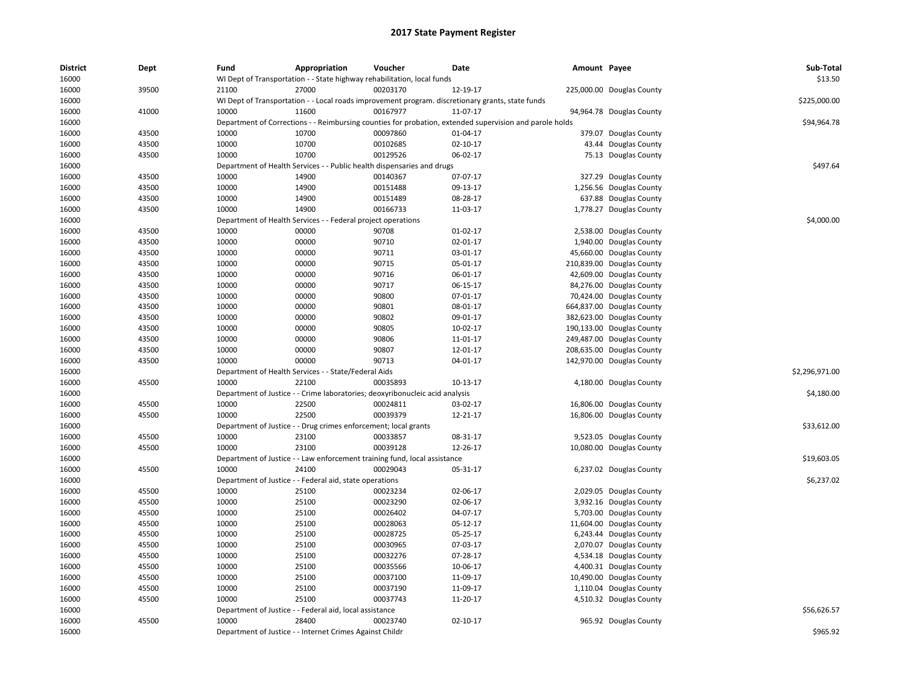# 2017 State Payment Register

| District | Dept | Fund | Appropriation | Voucher | Date | Amount | Payee | Sub-Total |
|---|---|---|---|---|---|---|---|---|
| 16000 | | WI Dept of Transportation - - State highway rehabilitation, local funds | | | | | | $13.50 |
| 16000 | 39500 | 21100 | 27000 | 00203170 | 12-19-17 | 225,000.00 | Douglas County | |
| 16000 | | WI Dept of Transportation - - Local roads improvement program. discretionary grants, state funds | | | | | | $225,000.00 |
| 16000 | 41000 | 10000 | 11600 | 00167977 | 11-07-17 | 94,964.78 | Douglas County | |
| 16000 | | Department of Corrections - - Reimbursing counties for probation, extended supervision and parole holds | | | | | | $94,964.78 |
| 16000 | 43500 | 10000 | 10700 | 00097860 | 01-04-17 | 379.07 | Douglas County | |
| 16000 | 43500 | 10000 | 10700 | 00102685 | 02-10-17 | 43.44 | Douglas County | |
| 16000 | 43500 | 10000 | 10700 | 00129526 | 06-02-17 | 75.13 | Douglas County | |
| 16000 | | Department of Health Services - - Public health dispensaries and drugs | | | | | | $497.64 |
| 16000 | 43500 | 10000 | 14900 | 00140367 | 07-07-17 | 327.29 | Douglas County | |
| 16000 | 43500 | 10000 | 14900 | 00151488 | 09-13-17 | 1,256.56 | Douglas County | |
| 16000 | 43500 | 10000 | 14900 | 00151489 | 08-28-17 | 637.88 | Douglas County | |
| 16000 | 43500 | 10000 | 14900 | 00166733 | 11-03-17 | 1,778.27 | Douglas County | |
| 16000 | | Department of Health Services - - Federal project operations | | | | | | $4,000.00 |
| 16000 | 43500 | 10000 | 00000 | 90708 | 01-02-17 | 2,538.00 | Douglas County | |
| 16000 | 43500 | 10000 | 00000 | 90710 | 02-01-17 | 1,940.00 | Douglas County | |
| 16000 | 43500 | 10000 | 00000 | 90711 | 03-01-17 | 45,660.00 | Douglas County | |
| 16000 | 43500 | 10000 | 00000 | 90715 | 05-01-17 | 210,839.00 | Douglas County | |
| 16000 | 43500 | 10000 | 00000 | 90716 | 06-01-17 | 42,609.00 | Douglas County | |
| 16000 | 43500 | 10000 | 00000 | 90717 | 06-15-17 | 84,276.00 | Douglas County | |
| 16000 | 43500 | 10000 | 00000 | 90800 | 07-01-17 | 70,424.00 | Douglas County | |
| 16000 | 43500 | 10000 | 00000 | 90801 | 08-01-17 | 664,837.00 | Douglas County | |
| 16000 | 43500 | 10000 | 00000 | 90802 | 09-01-17 | 382,623.00 | Douglas County | |
| 16000 | 43500 | 10000 | 00000 | 90805 | 10-02-17 | 190,133.00 | Douglas County | |
| 16000 | 43500 | 10000 | 00000 | 90806 | 11-01-17 | 249,487.00 | Douglas County | |
| 16000 | 43500 | 10000 | 00000 | 90807 | 12-01-17 | 208,635.00 | Douglas County | |
| 16000 | 43500 | 10000 | 00000 | 90713 | 04-01-17 | 142,970.00 | Douglas County | |
| 16000 | | Department of Health Services - - State/Federal Aids | | | | | | $2,296,971.00 |
| 16000 | 45500 | 10000 | 22100 | 00035893 | 10-13-17 | 4,180.00 | Douglas County | |
| 16000 | | Department of Justice - - Crime laboratories; deoxyribonucleic acid analysis | | | | | | $4,180.00 |
| 16000 | 45500 | 10000 | 22500 | 00024811 | 03-02-17 | 16,806.00 | Douglas County | |
| 16000 | 45500 | 10000 | 22500 | 00039379 | 12-21-17 | 16,806.00 | Douglas County | |
| 16000 | | Department of Justice - - Drug crimes enforcement; local grants | | | | | | $33,612.00 |
| 16000 | 45500 | 10000 | 23100 | 00033857 | 08-31-17 | 9,523.05 | Douglas County | |
| 16000 | 45500 | 10000 | 23100 | 00039128 | 12-26-17 | 10,080.00 | Douglas County | |
| 16000 | | Department of Justice - - Law enforcement training fund, local assistance | | | | | | $19,603.05 |
| 16000 | 45500 | 10000 | 24100 | 00029043 | 05-31-17 | 6,237.02 | Douglas County | |
| 16000 | | Department of Justice - - Federal aid, state operations | | | | | | $6,237.02 |
| 16000 | 45500 | 10000 | 25100 | 00023234 | 02-06-17 | 2,029.05 | Douglas County | |
| 16000 | 45500 | 10000 | 25100 | 00023290 | 02-06-17 | 3,932.16 | Douglas County | |
| 16000 | 45500 | 10000 | 25100 | 00026402 | 04-07-17 | 5,703.00 | Douglas County | |
| 16000 | 45500 | 10000 | 25100 | 00028063 | 05-12-17 | 11,604.00 | Douglas County | |
| 16000 | 45500 | 10000 | 25100 | 00028725 | 05-25-17 | 6,243.44 | Douglas County | |
| 16000 | 45500 | 10000 | 25100 | 00030965 | 07-03-17 | 2,070.07 | Douglas County | |
| 16000 | 45500 | 10000 | 25100 | 00032276 | 07-28-17 | 4,534.18 | Douglas County | |
| 16000 | 45500 | 10000 | 25100 | 00035566 | 10-06-17 | 4,400.31 | Douglas County | |
| 16000 | 45500 | 10000 | 25100 | 00037100 | 11-09-17 | 10,490.00 | Douglas County | |
| 16000 | 45500 | 10000 | 25100 | 00037190 | 11-09-17 | 1,110.04 | Douglas County | |
| 16000 | 45500 | 10000 | 25100 | 00037743 | 11-20-17 | 4,510.32 | Douglas County | |
| 16000 | | Department of Justice - - Federal aid, local assistance | | | | | | $56,626.57 |
| 16000 | 45500 | 10000 | 28400 | 00023740 | 02-10-17 | 965.92 | Douglas County | |
| 16000 | | Department of Justice - - Internet Crimes Against Childr | | | | | | $965.92 |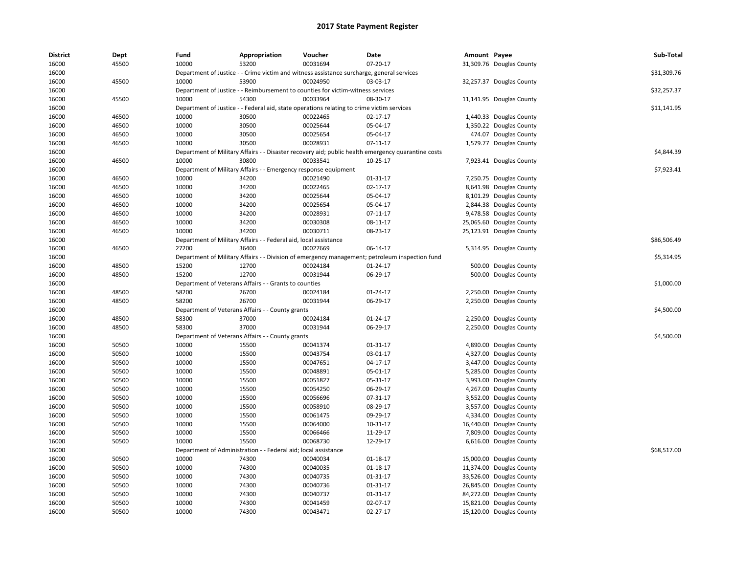# 2017 State Payment Register

| District | Dept | Fund | Appropriation | Voucher | Date | Amount | Payee | Sub-Total |
|---|---|---|---|---|---|---|---|---|
| 16000 | 45500 | 10000 | 53200 | 00031694 | 07-20-17 | 31,309.76 | Douglas County | |
| 16000 | | Department of Justice - - Crime victim and witness assistance surcharge, general services | | | | | | $31,309.76 |
| 16000 | 45500 | 10000 | 53900 | 00024950 | 03-03-17 | 32,257.37 | Douglas County | |
| 16000 | | Department of Justice - - Reimbursement to counties for victim-witness services | | | | | | $32,257.37 |
| 16000 | 45500 | 10000 | 54300 | 00033964 | 08-30-17 | 11,141.95 | Douglas County | |
| 16000 | | Department of Justice - - Federal aid, state operations relating to crime victim services | | | | | | $11,141.95 |
| 16000 | 46500 | 10000 | 30500 | 00022465 | 02-17-17 | 1,440.33 | Douglas County | |
| 16000 | 46500 | 10000 | 30500 | 00025644 | 05-04-17 | 1,350.22 | Douglas County | |
| 16000 | 46500 | 10000 | 30500 | 00025654 | 05-04-17 | 474.07 | Douglas County | |
| 16000 | 46500 | 10000 | 30500 | 00028931 | 07-11-17 | 1,579.77 | Douglas County | |
| 16000 | | Department of Military Affairs - - Disaster recovery aid; public health emergency quarantine costs | | | | | | $4,844.39 |
| 16000 | 46500 | 10000 | 30800 | 00033541 | 10-25-17 | 7,923.41 | Douglas County | |
| 16000 | | Department of Military Affairs - - Emergency response equipment | | | | | | $7,923.41 |
| 16000 | 46500 | 10000 | 34200 | 00021490 | 01-31-17 | 7,250.75 | Douglas County | |
| 16000 | 46500 | 10000 | 34200 | 00022465 | 02-17-17 | 8,641.98 | Douglas County | |
| 16000 | 46500 | 10000 | 34200 | 00025644 | 05-04-17 | 8,101.29 | Douglas County | |
| 16000 | 46500 | 10000 | 34200 | 00025654 | 05-04-17 | 2,844.38 | Douglas County | |
| 16000 | 46500 | 10000 | 34200 | 00028931 | 07-11-17 | 9,478.58 | Douglas County | |
| 16000 | 46500 | 10000 | 34200 | 00030308 | 08-11-17 | 25,065.60 | Douglas County | |
| 16000 | 46500 | 10000 | 34200 | 00030711 | 08-23-17 | 25,123.91 | Douglas County | |
| 16000 | | Department of Military Affairs - - Federal aid, local assistance | | | | | | $86,506.49 |
| 16000 | 46500 | 27200 | 36400 | 00027669 | 06-14-17 | 5,314.95 | Douglas County | |
| 16000 | | Department of Military Affairs - - Division of emergency management; petroleum inspection fund | | | | | | $5,314.95 |
| 16000 | 48500 | 15200 | 12700 | 00024184 | 01-24-17 | 500.00 | Douglas County | |
| 16000 | 48500 | 15200 | 12700 | 00031944 | 06-29-17 | 500.00 | Douglas County | |
| 16000 | | Department of Veterans Affairs - - Grants to counties | | | | | | $1,000.00 |
| 16000 | 48500 | 58200 | 26700 | 00024184 | 01-24-17 | 2,250.00 | Douglas County | |
| 16000 | 48500 | 58200 | 26700 | 00031944 | 06-29-17 | 2,250.00 | Douglas County | |
| 16000 | | Department of Veterans Affairs - - County grants | | | | | | $4,500.00 |
| 16000 | 48500 | 58300 | 37000 | 00024184 | 01-24-17 | 2,250.00 | Douglas County | |
| 16000 | 48500 | 58300 | 37000 | 00031944 | 06-29-17 | 2,250.00 | Douglas County | |
| 16000 | | Department of Veterans Affairs - - County grants | | | | | | $4,500.00 |
| 16000 | 50500 | 10000 | 15500 | 00041374 | 01-31-17 | 4,890.00 | Douglas County | |
| 16000 | 50500 | 10000 | 15500 | 00043754 | 03-01-17 | 4,327.00 | Douglas County | |
| 16000 | 50500 | 10000 | 15500 | 00047651 | 04-17-17 | 3,447.00 | Douglas County | |
| 16000 | 50500 | 10000 | 15500 | 00048891 | 05-01-17 | 5,285.00 | Douglas County | |
| 16000 | 50500 | 10000 | 15500 | 00051827 | 05-31-17 | 3,993.00 | Douglas County | |
| 16000 | 50500 | 10000 | 15500 | 00054250 | 06-29-17 | 4,267.00 | Douglas County | |
| 16000 | 50500 | 10000 | 15500 | 00056696 | 07-31-17 | 3,552.00 | Douglas County | |
| 16000 | 50500 | 10000 | 15500 | 00058910 | 08-29-17 | 3,557.00 | Douglas County | |
| 16000 | 50500 | 10000 | 15500 | 00061475 | 09-29-17 | 4,334.00 | Douglas County | |
| 16000 | 50500 | 10000 | 15500 | 00064000 | 10-31-17 | 16,440.00 | Douglas County | |
| 16000 | 50500 | 10000 | 15500 | 00066466 | 11-29-17 | 7,809.00 | Douglas County | |
| 16000 | 50500 | 10000 | 15500 | 00068730 | 12-29-17 | 6,616.00 | Douglas County | |
| 16000 | | Department of Administration - - Federal aid; local assistance | | | | | | $68,517.00 |
| 16000 | 50500 | 10000 | 74300 | 00040034 | 01-18-17 | 15,000.00 | Douglas County | |
| 16000 | 50500 | 10000 | 74300 | 00040035 | 01-18-17 | 11,374.00 | Douglas County | |
| 16000 | 50500 | 10000 | 74300 | 00040735 | 01-31-17 | 33,526.00 | Douglas County | |
| 16000 | 50500 | 10000 | 74300 | 00040736 | 01-31-17 | 26,845.00 | Douglas County | |
| 16000 | 50500 | 10000 | 74300 | 00040737 | 01-31-17 | 84,272.00 | Douglas County | |
| 16000 | 50500 | 10000 | 74300 | 00041459 | 02-07-17 | 15,821.00 | Douglas County | |
| 16000 | 50500 | 10000 | 74300 | 00043471 | 02-27-17 | 15,120.00 | Douglas County | |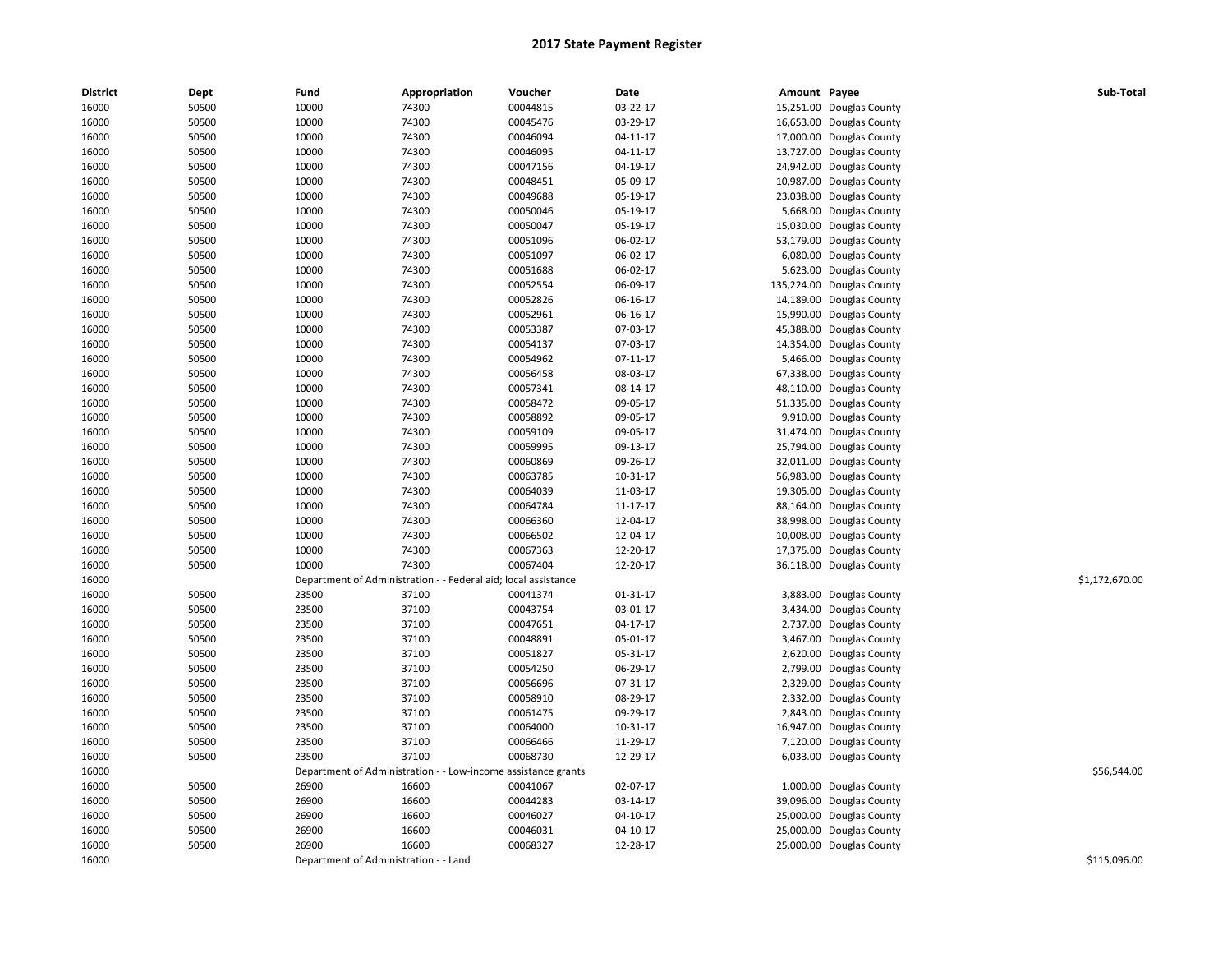# 2017 State Payment Register

| District | Dept | Fund | Appropriation | Voucher | Date | Amount | Payee | Sub-Total |
|---|---|---|---|---|---|---|---|---|
| 16000 | 50500 | 10000 | 74300 | 00044815 | 03-22-17 | 15,251.00 | Douglas County | |
| 16000 | 50500 | 10000 | 74300 | 00045476 | 03-29-17 | 16,653.00 | Douglas County | |
| 16000 | 50500 | 10000 | 74300 | 00046094 | 04-11-17 | 17,000.00 | Douglas County | |
| 16000 | 50500 | 10000 | 74300 | 00046095 | 04-11-17 | 13,727.00 | Douglas County | |
| 16000 | 50500 | 10000 | 74300 | 00047156 | 04-19-17 | 24,942.00 | Douglas County | |
| 16000 | 50500 | 10000 | 74300 | 00048451 | 05-09-17 | 10,987.00 | Douglas County | |
| 16000 | 50500 | 10000 | 74300 | 00049688 | 05-19-17 | 23,038.00 | Douglas County | |
| 16000 | 50500 | 10000 | 74300 | 00050046 | 05-19-17 | 5,668.00 | Douglas County | |
| 16000 | 50500 | 10000 | 74300 | 00050047 | 05-19-17 | 15,030.00 | Douglas County | |
| 16000 | 50500 | 10000 | 74300 | 00051096 | 06-02-17 | 53,179.00 | Douglas County | |
| 16000 | 50500 | 10000 | 74300 | 00051097 | 06-02-17 | 6,080.00 | Douglas County | |
| 16000 | 50500 | 10000 | 74300 | 00051688 | 06-02-17 | 5,623.00 | Douglas County | |
| 16000 | 50500 | 10000 | 74300 | 00052554 | 06-09-17 | 135,224.00 | Douglas County | |
| 16000 | 50500 | 10000 | 74300 | 00052826 | 06-16-17 | 14,189.00 | Douglas County | |
| 16000 | 50500 | 10000 | 74300 | 00052961 | 06-16-17 | 15,990.00 | Douglas County | |
| 16000 | 50500 | 10000 | 74300 | 00053387 | 07-03-17 | 45,388.00 | Douglas County | |
| 16000 | 50500 | 10000 | 74300 | 00054137 | 07-03-17 | 14,354.00 | Douglas County | |
| 16000 | 50500 | 10000 | 74300 | 00054962 | 07-11-17 | 5,466.00 | Douglas County | |
| 16000 | 50500 | 10000 | 74300 | 00056458 | 08-03-17 | 67,338.00 | Douglas County | |
| 16000 | 50500 | 10000 | 74300 | 00057341 | 08-14-17 | 48,110.00 | Douglas County | |
| 16000 | 50500 | 10000 | 74300 | 00058472 | 09-05-17 | 51,335.00 | Douglas County | |
| 16000 | 50500 | 10000 | 74300 | 00058892 | 09-05-17 | 9,910.00 | Douglas County | |
| 16000 | 50500 | 10000 | 74300 | 00059109 | 09-05-17 | 31,474.00 | Douglas County | |
| 16000 | 50500 | 10000 | 74300 | 00059995 | 09-13-17 | 25,794.00 | Douglas County | |
| 16000 | 50500 | 10000 | 74300 | 00060869 | 09-26-17 | 32,011.00 | Douglas County | |
| 16000 | 50500 | 10000 | 74300 | 00063785 | 10-31-17 | 56,983.00 | Douglas County | |
| 16000 | 50500 | 10000 | 74300 | 00064039 | 11-03-17 | 19,305.00 | Douglas County | |
| 16000 | 50500 | 10000 | 74300 | 00064784 | 11-17-17 | 88,164.00 | Douglas County | |
| 16000 | 50500 | 10000 | 74300 | 00066360 | 12-04-17 | 38,998.00 | Douglas County | |
| 16000 | 50500 | 10000 | 74300 | 00066502 | 12-04-17 | 10,008.00 | Douglas County | |
| 16000 | 50500 | 10000 | 74300 | 00067363 | 12-20-17 | 17,375.00 | Douglas County | |
| 16000 | 50500 | 10000 | 74300 | 00067404 | 12-20-17 | 36,118.00 | Douglas County | |
| 16000 | | Department of Administration - - Federal aid; local assistance | | | | | | $1,172,670.00 |
| 16000 | 50500 | 23500 | 37100 | 00041374 | 01-31-17 | 3,883.00 | Douglas County | |
| 16000 | 50500 | 23500 | 37100 | 00043754 | 03-01-17 | 3,434.00 | Douglas County | |
| 16000 | 50500 | 23500 | 37100 | 00047651 | 04-17-17 | 2,737.00 | Douglas County | |
| 16000 | 50500 | 23500 | 37100 | 00048891 | 05-01-17 | 3,467.00 | Douglas County | |
| 16000 | 50500 | 23500 | 37100 | 00051827 | 05-31-17 | 2,620.00 | Douglas County | |
| 16000 | 50500 | 23500 | 37100 | 00054250 | 06-29-17 | 2,799.00 | Douglas County | |
| 16000 | 50500 | 23500 | 37100 | 00056696 | 07-31-17 | 2,329.00 | Douglas County | |
| 16000 | 50500 | 23500 | 37100 | 00058910 | 08-29-17 | 2,332.00 | Douglas County | |
| 16000 | 50500 | 23500 | 37100 | 00061475 | 09-29-17 | 2,843.00 | Douglas County | |
| 16000 | 50500 | 23500 | 37100 | 00064000 | 10-31-17 | 16,947.00 | Douglas County | |
| 16000 | 50500 | 23500 | 37100 | 00066466 | 11-29-17 | 7,120.00 | Douglas County | |
| 16000 | 50500 | 23500 | 37100 | 00068730 | 12-29-17 | 6,033.00 | Douglas County | |
| 16000 | | Department of Administration - - Low-income assistance grants | | | | | | $56,544.00 |
| 16000 | 50500 | 26900 | 16600 | 00041067 | 02-07-17 | 1,000.00 | Douglas County | |
| 16000 | 50500 | 26900 | 16600 | 00044283 | 03-14-17 | 39,096.00 | Douglas County | |
| 16000 | 50500 | 26900 | 16600 | 00046027 | 04-10-17 | 25,000.00 | Douglas County | |
| 16000 | 50500 | 26900 | 16600 | 00046031 | 04-10-17 | 25,000.00 | Douglas County | |
| 16000 | 50500 | 26900 | 16600 | 00068327 | 12-28-17 | 25,000.00 | Douglas County | |
| 16000 | | Department of Administration - - Land | | | | | | $115,096.00 |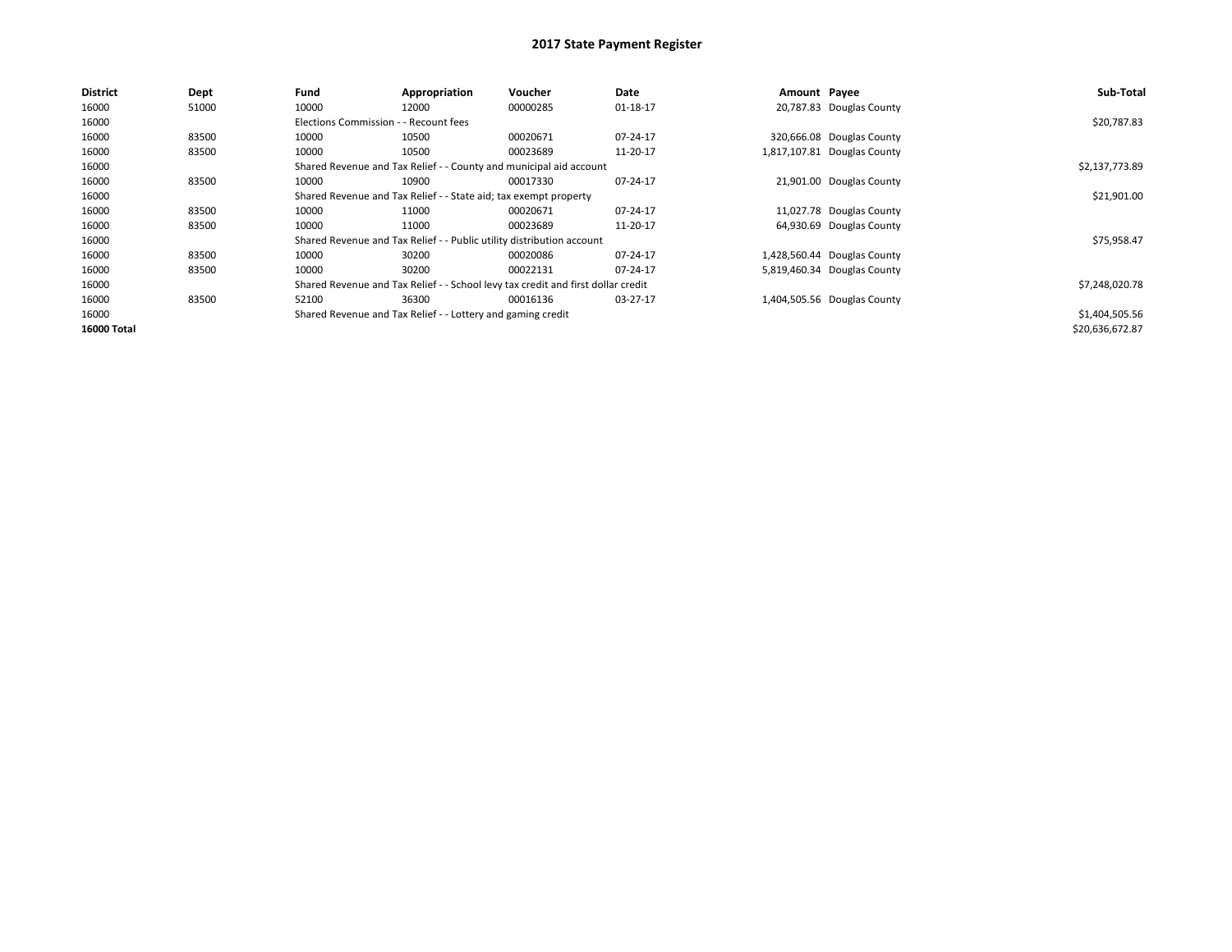# 2017 State Payment Register

| District | Dept | Fund | Appropriation | Voucher | Date | Amount | Payee | Sub-Total |
|---|---|---|---|---|---|---|---|---|
| 16000 | 51000 | 10000 | 12000 | 00000285 | 01-18-17 | 20,787.83 | Douglas County | |
| 16000 | | Elections Commission - - Recount fees | | | | | | $20,787.83 |
| 16000 | 83500 | 10000 | 10500 | 00020671 | 07-24-17 | 320,666.08 | Douglas County | |
| 16000 | 83500 | 10000 | 10500 | 00023689 | 11-20-17 | 1,817,107.81 | Douglas County | |
| 16000 | | Shared Revenue and Tax Relief - - County and municipal aid account | | | | | | $2,137,773.89 |
| 16000 | 83500 | 10000 | 10900 | 00017330 | 07-24-17 | 21,901.00 | Douglas County | |
| 16000 | | Shared Revenue and Tax Relief - - State aid; tax exempt property | | | | | | $21,901.00 |
| 16000 | 83500 | 10000 | 11000 | 00020671 | 07-24-17 | 11,027.78 | Douglas County | |
| 16000 | 83500 | 10000 | 11000 | 00023689 | 11-20-17 | 64,930.69 | Douglas County | |
| 16000 | | Shared Revenue and Tax Relief - - Public utility distribution account | | | | | | $75,958.47 |
| 16000 | 83500 | 10000 | 30200 | 00020086 | 07-24-17 | 1,428,560.44 | Douglas County | |
| 16000 | 83500 | 10000 | 30200 | 00022131 | 07-24-17 | 5,819,460.34 | Douglas County | |
| 16000 | | Shared Revenue and Tax Relief - - School levy tax credit and first dollar credit | | | | | | $7,248,020.78 |
| 16000 | 83500 | 52100 | 36300 | 00016136 | 03-27-17 | 1,404,505.56 | Douglas County | |
| 16000 | | Shared Revenue and Tax Relief - - Lottery and gaming credit | | | | | | $1,404,505.56 |
| **16000 Total** | | | | | | | | $20,636,672.87 |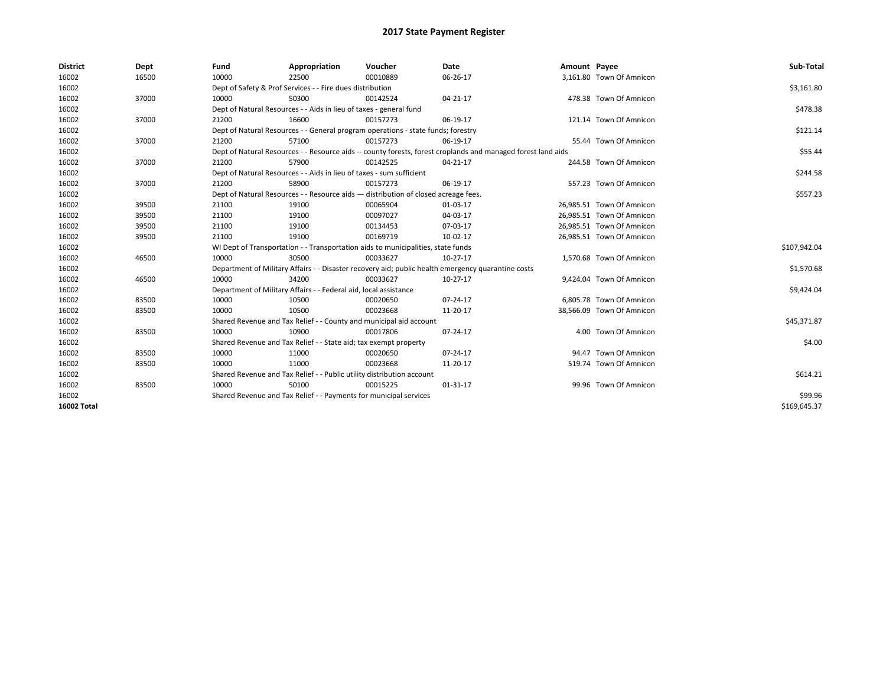# 2017 State Payment Register

| District | Dept | Fund | Appropriation | Voucher | Date | Amount | Payee | Sub-Total |
|---|---|---|---|---|---|---|---|---|
| 16002 | 16500 | 10000 | 22500 | 00010889 | 06-26-17 | 3,161.80 | Town Of Amnicon | |
| 16002 | | Dept of Safety & Prof Services - - Fire dues distribution | | | | | | $3,161.80 |
| 16002 | 37000 | 10000 | 50300 | 00142524 | 04-21-17 | 478.38 | Town Of Amnicon | |
| 16002 | | Dept of Natural Resources - - Aids in lieu of taxes - general fund | | | | | | $478.38 |
| 16002 | 37000 | 21200 | 16600 | 00157273 | 06-19-17 | 121.14 | Town Of Amnicon | |
| 16002 | | Dept of Natural Resources - - General program operations - state funds; forestry | | | | | | $121.14 |
| 16002 | 37000 | 21200 | 57100 | 00157273 | 06-19-17 | 55.44 | Town Of Amnicon | |
| 16002 | | Dept of Natural Resources - - Resource aids -- county forests, forest croplands and managed forest land aids | | | | | | $55.44 |
| 16002 | 37000 | 21200 | 57900 | 00142525 | 04-21-17 | 244.58 | Town Of Amnicon | |
| 16002 | | Dept of Natural Resources - - Aids in lieu of taxes - sum sufficient | | | | | | $244.58 |
| 16002 | 37000 | 21200 | 58900 | 00157273 | 06-19-17 | 557.23 | Town Of Amnicon | |
| 16002 | | Dept of Natural Resources - - Resource aids — distribution of closed acreage fees. | | | | | | $557.23 |
| 16002 | 39500 | 21100 | 19100 | 00065904 | 01-03-17 | 26,985.51 | Town Of Amnicon | |
| 16002 | 39500 | 21100 | 19100 | 00097027 | 04-03-17 | 26,985.51 | Town Of Amnicon | |
| 16002 | 39500 | 21100 | 19100 | 00134453 | 07-03-17 | 26,985.51 | Town Of Amnicon | |
| 16002 | 39500 | 21100 | 19100 | 00169719 | 10-02-17 | 26,985.51 | Town Of Amnicon | |
| 16002 | | WI Dept of Transportation - - Transportation aids to municipalities, state funds | | | | | | $107,942.04 |
| 16002 | 46500 | 10000 | 30500 | 00033627 | 10-27-17 | 1,570.68 | Town Of Amnicon | |
| 16002 | | Department of Military Affairs - - Disaster recovery aid; public health emergency quarantine costs | | | | | | $1,570.68 |
| 16002 | 46500 | 10000 | 34200 | 00033627 | 10-27-17 | 9,424.04 | Town Of Amnicon | |
| 16002 | | Department of Military Affairs - - Federal aid, local assistance | | | | | | $9,424.04 |
| 16002 | 83500 | 10000 | 10500 | 00020650 | 07-24-17 | 6,805.78 | Town Of Amnicon | |
| 16002 | 83500 | 10000 | 10500 | 00023668 | 11-20-17 | 38,566.09 | Town Of Amnicon | |
| 16002 | | Shared Revenue and Tax Relief - - County and municipal aid account | | | | | | $45,371.87 |
| 16002 | 83500 | 10000 | 10900 | 00017806 | 07-24-17 | 4.00 | Town Of Amnicon | |
| 16002 | | Shared Revenue and Tax Relief - - State aid; tax exempt property | | | | | | $4.00 |
| 16002 | 83500 | 10000 | 11000 | 00020650 | 07-24-17 | 94.47 | Town Of Amnicon | |
| 16002 | 83500 | 10000 | 11000 | 00023668 | 11-20-17 | 519.74 | Town Of Amnicon | |
| 16002 | | Shared Revenue and Tax Relief - - Public utility distribution account | | | | | | $614.21 |
| 16002 | 83500 | 10000 | 50100 | 00015225 | 01-31-17 | 99.96 | Town Of Amnicon | |
| 16002 | | Shared Revenue and Tax Relief - - Payments for municipal services | | | | | | $99.96 |
| **16002 Total** | | | | | | | | $169,645.37 |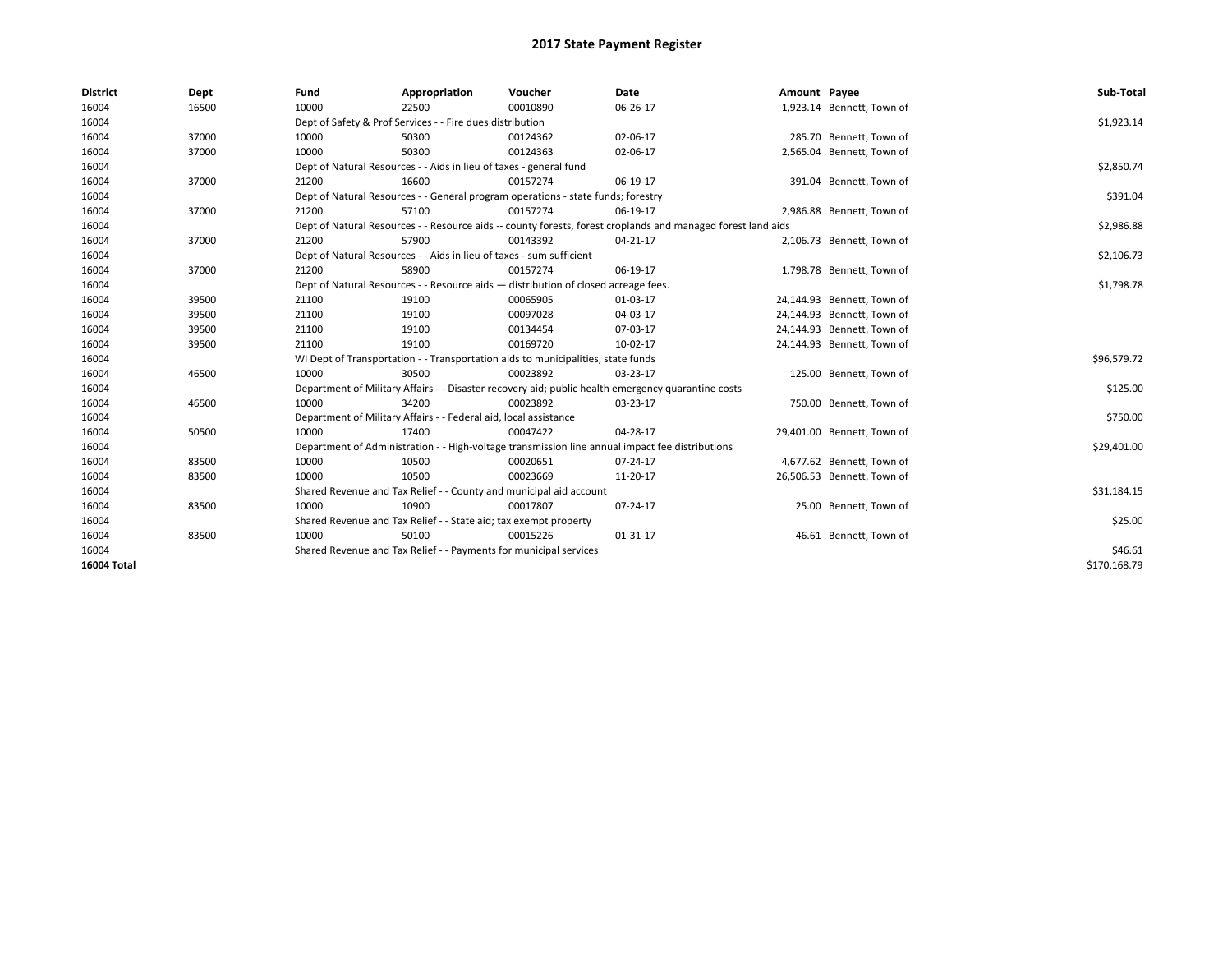# 2017 State Payment Register

| District | Dept | Fund | Appropriation | Voucher | Date | Amount | Payee | Sub-Total |
|---|---|---|---|---|---|---|---|---|
| 16004 | 16500 | 10000 | 22500 | 00010890 | 06-26-17 | 1,923.14 | Bennett, Town of | |
| 16004 | | Dept of Safety & Prof Services - - Fire dues distribution | | | | | | $1,923.14 |
| 16004 | 37000 | 10000 | 50300 | 00124362 | 02-06-17 | 285.70 | Bennett, Town of | |
| 16004 | 37000 | 10000 | 50300 | 00124363 | 02-06-17 | 2,565.04 | Bennett, Town of | |
| 16004 | | Dept of Natural Resources - - Aids in lieu of taxes - general fund | | | | | | $2,850.74 |
| 16004 | 37000 | 21200 | 16600 | 00157274 | 06-19-17 | 391.04 | Bennett, Town of | |
| 16004 | | Dept of Natural Resources - - General program operations - state funds; forestry | | | | | | $391.04 |
| 16004 | 37000 | 21200 | 57100 | 00157274 | 06-19-17 | 2,986.88 | Bennett, Town of | |
| 16004 | | Dept of Natural Resources - - Resource aids -- county forests, forest croplands and managed forest land aids | | | | | | $2,986.88 |
| 16004 | 37000 | 21200 | 57900 | 00143392 | 04-21-17 | 2,106.73 | Bennett, Town of | |
| 16004 | | Dept of Natural Resources - - Aids in lieu of taxes - sum sufficient | | | | | | $2,106.73 |
| 16004 | 37000 | 21200 | 58900 | 00157274 | 06-19-17 | 1,798.78 | Bennett, Town of | |
| 16004 | | Dept of Natural Resources - - Resource aids — distribution of closed acreage fees. | | | | | | $1,798.78 |
| 16004 | 39500 | 21100 | 19100 | 00065905 | 01-03-17 | 24,144.93 | Bennett, Town of | |
| 16004 | 39500 | 21100 | 19100 | 00097028 | 04-03-17 | 24,144.93 | Bennett, Town of | |
| 16004 | 39500 | 21100 | 19100 | 00134454 | 07-03-17 | 24,144.93 | Bennett, Town of | |
| 16004 | 39500 | 21100 | 19100 | 00169720 | 10-02-17 | 24,144.93 | Bennett, Town of | |
| 16004 | | WI Dept of Transportation - - Transportation aids to municipalities, state funds | | | | | | $96,579.72 |
| 16004 | 46500 | 10000 | 30500 | 00023892 | 03-23-17 | 125.00 | Bennett, Town of | |
| 16004 | | Department of Military Affairs - - Disaster recovery aid; public health emergency quarantine costs | | | | | | $125.00 |
| 16004 | 46500 | 10000 | 34200 | 00023892 | 03-23-17 | 750.00 | Bennett, Town of | |
| 16004 | | Department of Military Affairs - - Federal aid, local assistance | | | | | | $750.00 |
| 16004 | 50500 | 10000 | 17400 | 00047422 | 04-28-17 | 29,401.00 | Bennett, Town of | |
| 16004 | | Department of Administration - - High-voltage transmission line annual impact fee distributions | | | | | | $29,401.00 |
| 16004 | 83500 | 10000 | 10500 | 00020651 | 07-24-17 | 4,677.62 | Bennett, Town of | |
| 16004 | 83500 | 10000 | 10500 | 00023669 | 11-20-17 | 26,506.53 | Bennett, Town of | |
| 16004 | | Shared Revenue and Tax Relief - - County and municipal aid account | | | | | | $31,184.15 |
| 16004 | 83500 | 10000 | 10900 | 00017807 | 07-24-17 | 25.00 | Bennett, Town of | |
| 16004 | | Shared Revenue and Tax Relief - - State aid; tax exempt property | | | | | | $25.00 |
| 16004 | 83500 | 10000 | 50100 | 00015226 | 01-31-17 | 46.61 | Bennett, Town of | |
| 16004 | | Shared Revenue and Tax Relief - - Payments for municipal services | | | | | | $46.61 |
| **16004 Total** | | | | | | | | $170,168.79 |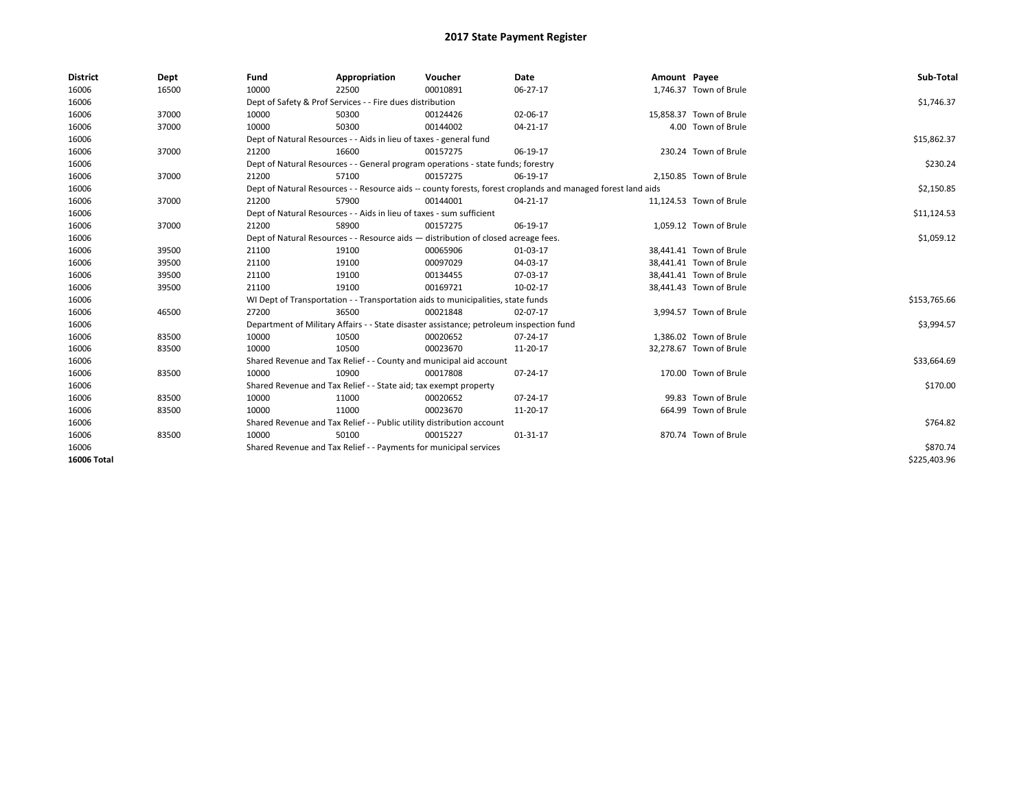# 2017 State Payment Register

| District | Dept | Fund | Appropriation | Voucher | Date | Amount | Payee | Sub-Total |
|---|---|---|---|---|---|---|---|---|
| 16006 | 16500 | 10000 | 22500 | 00010891 | 06-27-17 | 1,746.37 | Town of Brule | |
| 16006 | | Dept of Safety & Prof Services - - Fire dues distribution | | | | | | $1,746.37 |
| 16006 | 37000 | 10000 | 50300 | 00124426 | 02-06-17 | 15,858.37 | Town of Brule | |
| 16006 | 37000 | 10000 | 50300 | 00144002 | 04-21-17 | 4.00 | Town of Brule | |
| 16006 | | Dept of Natural Resources - - Aids in lieu of taxes - general fund | | | | | | $15,862.37 |
| 16006 | 37000 | 21200 | 16600 | 00157275 | 06-19-17 | 230.24 | Town of Brule | |
| 16006 | | Dept of Natural Resources - - General program operations - state funds; forestry | | | | | | $230.24 |
| 16006 | 37000 | 21200 | 57100 | 00157275 | 06-19-17 | 2,150.85 | Town of Brule | |
| 16006 | | Dept of Natural Resources - - Resource aids -- county forests, forest croplands and managed forest land aids | | | | | | $2,150.85 |
| 16006 | 37000 | 21200 | 57900 | 00144001 | 04-21-17 | 11,124.53 | Town of Brule | |
| 16006 | | Dept of Natural Resources - - Aids in lieu of taxes - sum sufficient | | | | | | $11,124.53 |
| 16006 | 37000 | 21200 | 58900 | 00157275 | 06-19-17 | 1,059.12 | Town of Brule | |
| 16006 | | Dept of Natural Resources - - Resource aids — distribution of closed acreage fees. | | | | | | $1,059.12 |
| 16006 | 39500 | 21100 | 19100 | 00065906 | 01-03-17 | 38,441.41 | Town of Brule | |
| 16006 | 39500 | 21100 | 19100 | 00097029 | 04-03-17 | 38,441.41 | Town of Brule | |
| 16006 | 39500 | 21100 | 19100 | 00134455 | 07-03-17 | 38,441.41 | Town of Brule | |
| 16006 | 39500 | 21100 | 19100 | 00169721 | 10-02-17 | 38,441.43 | Town of Brule | |
| 16006 | | WI Dept of Transportation - - Transportation aids to municipalities, state funds | | | | | | $153,765.66 |
| 16006 | 46500 | 27200 | 36500 | 00021848 | 02-07-17 | 3,994.57 | Town of Brule | |
| 16006 | | Department of Military Affairs - - State disaster assistance; petroleum inspection fund | | | | | | $3,994.57 |
| 16006 | 83500 | 10000 | 10500 | 00020652 | 07-24-17 | 1,386.02 | Town of Brule | |
| 16006 | 83500 | 10000 | 10500 | 00023670 | 11-20-17 | 32,278.67 | Town of Brule | |
| 16006 | | Shared Revenue and Tax Relief - - County and municipal aid account | | | | | | $33,664.69 |
| 16006 | 83500 | 10000 | 10900 | 00017808 | 07-24-17 | 170.00 | Town of Brule | |
| 16006 | | Shared Revenue and Tax Relief - - State aid; tax exempt property | | | | | | $170.00 |
| 16006 | 83500 | 10000 | 11000 | 00020652 | 07-24-17 | 99.83 | Town of Brule | |
| 16006 | 83500 | 10000 | 11000 | 00023670 | 11-20-17 | 664.99 | Town of Brule | |
| 16006 | | Shared Revenue and Tax Relief - - Public utility distribution account | | | | | | $764.82 |
| 16006 | 83500 | 10000 | 50100 | 00015227 | 01-31-17 | 870.74 | Town of Brule | |
| 16006 | | Shared Revenue and Tax Relief - - Payments for municipal services | | | | | | $870.74 |
| **16006 Total** | | | | | | | | $225,403.96 |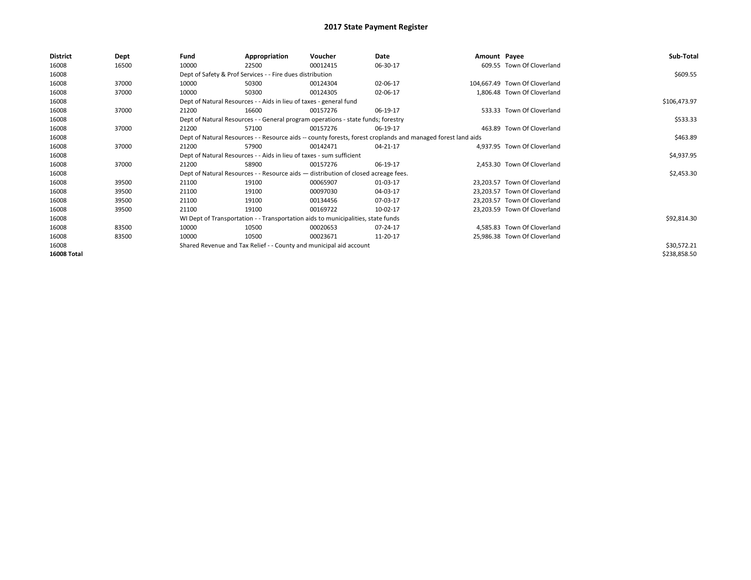# 2017 State Payment Register

| District | Dept | Fund | Appropriation | Voucher | Date | Amount | Payee | Sub-Total |
|---|---|---|---|---|---|---|---|---|
| 16008 | 16500 | 10000 | 22500 | 00012415 | 06-30-17 | 609.55 | Town Of Cloverland | |
| 16008 | | Dept of Safety & Prof Services - - Fire dues distribution | | | | | | $609.55 |
| 16008 | 37000 | 10000 | 50300 | 00124304 | 02-06-17 | 104,667.49 | Town Of Cloverland | |
| 16008 | 37000 | 10000 | 50300 | 00124305 | 02-06-17 | 1,806.48 | Town Of Cloverland | |
| 16008 | | Dept of Natural Resources - - Aids in lieu of taxes - general fund | | | | | | $106,473.97 |
| 16008 | 37000 | 21200 | 16600 | 00157276 | 06-19-17 | 533.33 | Town Of Cloverland | |
| 16008 | | Dept of Natural Resources - - General program operations - state funds; forestry | | | | | | $533.33 |
| 16008 | 37000 | 21200 | 57100 | 00157276 | 06-19-17 | 463.89 | Town Of Cloverland | |
| 16008 | | Dept of Natural Resources - - Resource aids -- county forests, forest croplands and managed forest land aids | | | | | | $463.89 |
| 16008 | 37000 | 21200 | 57900 | 00142471 | 04-21-17 | 4,937.95 | Town Of Cloverland | |
| 16008 | | Dept of Natural Resources - - Aids in lieu of taxes - sum sufficient | | | | | | $4,937.95 |
| 16008 | 37000 | 21200 | 58900 | 00157276 | 06-19-17 | 2,453.30 | Town Of Cloverland | |
| 16008 | | Dept of Natural Resources - - Resource aids — distribution of closed acreage fees. | | | | | | $2,453.30 |
| 16008 | 39500 | 21100 | 19100 | 00065907 | 01-03-17 | 23,203.57 | Town Of Cloverland | |
| 16008 | 39500 | 21100 | 19100 | 00097030 | 04-03-17 | 23,203.57 | Town Of Cloverland | |
| 16008 | 39500 | 21100 | 19100 | 00134456 | 07-03-17 | 23,203.57 | Town Of Cloverland | |
| 16008 | 39500 | 21100 | 19100 | 00169722 | 10-02-17 | 23,203.59 | Town Of Cloverland | |
| 16008 | | WI Dept of Transportation - - Transportation aids to municipalities, state funds | | | | | | $92,814.30 |
| 16008 | 83500 | 10000 | 10500 | 00020653 | 07-24-17 | 4,585.83 | Town Of Cloverland | |
| 16008 | 83500 | 10000 | 10500 | 00023671 | 11-20-17 | 25,986.38 | Town Of Cloverland | |
| 16008 | | Shared Revenue and Tax Relief - - County and municipal aid account | | | | | | $30,572.21 |
| **16008 Total** | | | | | | | | $238,858.50 |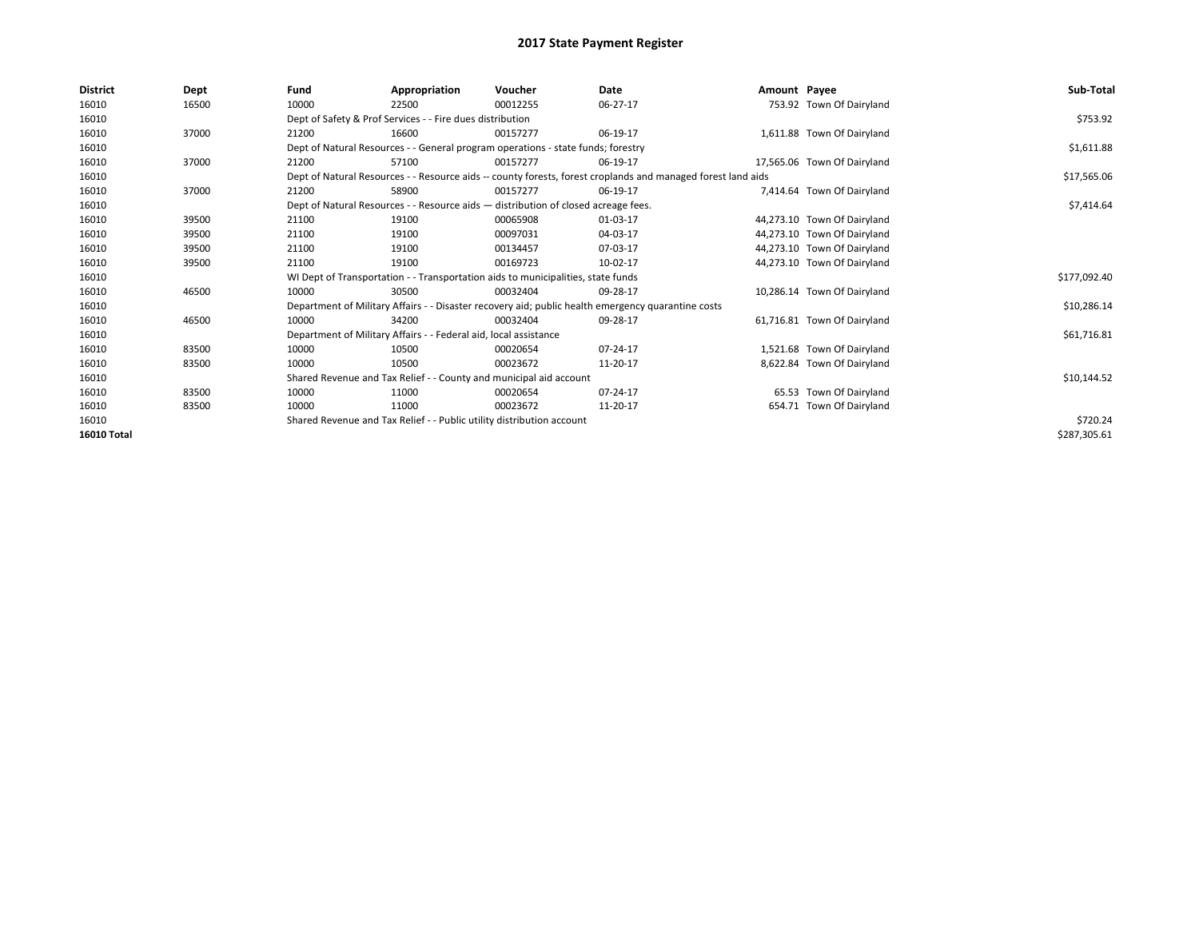# 2017 State Payment Register

| District | Dept | Fund | Appropriation | Voucher | Date | Amount | Payee | Sub-Total |
|---|---|---|---|---|---|---|---|---|
| 16010 | 16500 | 10000 | 22500 | 00012255 | 06-27-17 | 753.92 | Town Of Dairyland | |
| 16010 | | Dept of Safety & Prof Services - - Fire dues distribution | | | | | | $753.92 |
| 16010 | 37000 | 21200 | 16600 | 00157277 | 06-19-17 | 1,611.88 | Town Of Dairyland | |
| 16010 | | Dept of Natural Resources - - General program operations - state funds; forestry | | | | | | $1,611.88 |
| 16010 | 37000 | 21200 | 57100 | 00157277 | 06-19-17 | 17,565.06 | Town Of Dairyland | |
| 16010 | | Dept of Natural Resources - - Resource aids -- county forests, forest croplands and managed forest land aids | | | | | | $17,565.06 |
| 16010 | 37000 | 21200 | 58900 | 00157277 | 06-19-17 | 7,414.64 | Town Of Dairyland | |
| 16010 | | Dept of Natural Resources - - Resource aids — distribution of closed acreage fees. | | | | | | $7,414.64 |
| 16010 | 39500 | 21100 | 19100 | 00065908 | 01-03-17 | 44,273.10 | Town Of Dairyland | |
| 16010 | 39500 | 21100 | 19100 | 00097031 | 04-03-17 | 44,273.10 | Town Of Dairyland | |
| 16010 | 39500 | 21100 | 19100 | 00134457 | 07-03-17 | 44,273.10 | Town Of Dairyland | |
| 16010 | 39500 | 21100 | 19100 | 00169723 | 10-02-17 | 44,273.10 | Town Of Dairyland | |
| 16010 | | WI Dept of Transportation - - Transportation aids to municipalities, state funds | | | | | | $177,092.40 |
| 16010 | 46500 | 10000 | 30500 | 00032404 | 09-28-17 | 10,286.14 | Town Of Dairyland | |
| 16010 | | Department of Military Affairs - - Disaster recovery aid; public health emergency quarantine costs | | | | | | $10,286.14 |
| 16010 | 46500 | 10000 | 34200 | 00032404 | 09-28-17 | 61,716.81 | Town Of Dairyland | |
| 16010 | | Department of Military Affairs - - Federal aid, local assistance | | | | | | $61,716.81 |
| 16010 | 83500 | 10000 | 10500 | 00020654 | 07-24-17 | 1,521.68 | Town Of Dairyland | |
| 16010 | 83500 | 10000 | 10500 | 00023672 | 11-20-17 | 8,622.84 | Town Of Dairyland | |
| 16010 | | Shared Revenue and Tax Relief - - County and municipal aid account | | | | | | $10,144.52 |
| 16010 | 83500 | 10000 | 11000 | 00020654 | 07-24-17 | 65.53 | Town Of Dairyland | |
| 16010 | 83500 | 10000 | 11000 | 00023672 | 11-20-17 | 654.71 | Town Of Dairyland | |
| 16010 | | Shared Revenue and Tax Relief - - Public utility distribution account | | | | | | $720.24 |
| **16010 Total** | | | | | | | | $287,305.61 |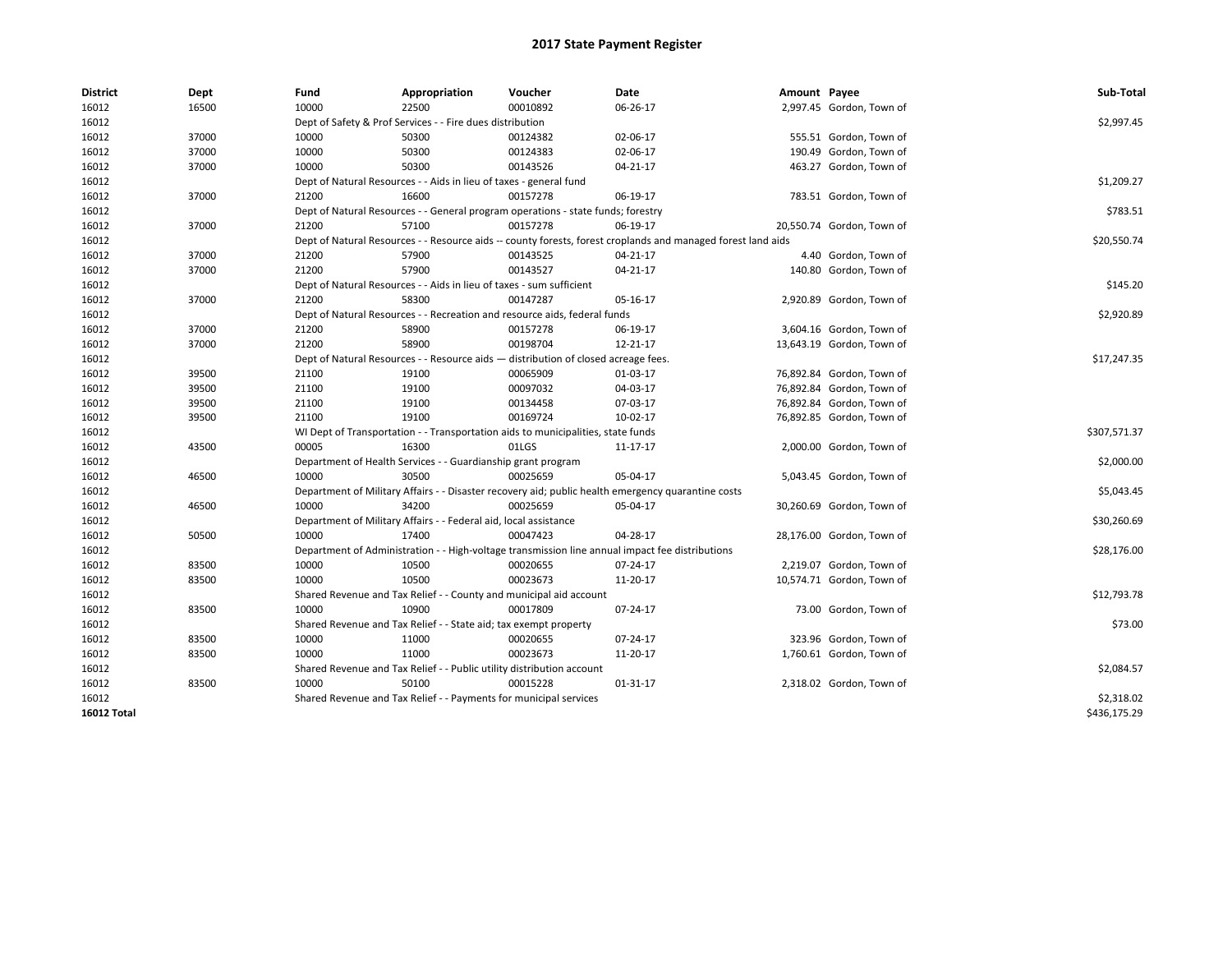## 2017 State Payment Register

| District | Dept | Fund | Appropriation | Voucher | Date | Amount | Payee | Sub-Total |
|---|---|---|---|---|---|---|---|---|
| 16012 | 16500 | 10000 | 22500 | 00010892 | 06-26-17 | 2,997.45 | Gordon, Town of | |
| 16012 | | Dept of Safety & Prof Services - - Fire dues distribution | | | | | | $2,997.45 |
| 16012 | 37000 | 10000 | 50300 | 00124382 | 02-06-17 | 555.51 | Gordon, Town of | |
| 16012 | 37000 | 10000 | 50300 | 00124383 | 02-06-17 | 190.49 | Gordon, Town of | |
| 16012 | 37000 | 10000 | 50300 | 00143526 | 04-21-17 | 463.27 | Gordon, Town of | |
| 16012 | | Dept of Natural Resources - - Aids in lieu of taxes - general fund | | | | | | $1,209.27 |
| 16012 | 37000 | 21200 | 16600 | 00157278 | 06-19-17 | 783.51 | Gordon, Town of | |
| 16012 | | Dept of Natural Resources - - General program operations - state funds; forestry | | | | | | $783.51 |
| 16012 | 37000 | 21200 | 57100 | 00157278 | 06-19-17 | 20,550.74 | Gordon, Town of | |
| 16012 | | Dept of Natural Resources - - Resource aids -- county forests, forest croplands and managed forest land aids | | | | | | $20,550.74 |
| 16012 | 37000 | 21200 | 57900 | 00143525 | 04-21-17 | 4.40 | Gordon, Town of | |
| 16012 | 37000 | 21200 | 57900 | 00143527 | 04-21-17 | 140.80 | Gordon, Town of | |
| 16012 | | Dept of Natural Resources - - Aids in lieu of taxes - sum sufficient | | | | | | $145.20 |
| 16012 | 37000 | 21200 | 58300 | 00147287 | 05-16-17 | 2,920.89 | Gordon, Town of | |
| 16012 | | Dept of Natural Resources - - Recreation and resource aids, federal funds | | | | | | $2,920.89 |
| 16012 | 37000 | 21200 | 58900 | 00157278 | 06-19-17 | 3,604.16 | Gordon, Town of | |
| 16012 | 37000 | 21200 | 58900 | 00198704 | 12-21-17 | 13,643.19 | Gordon, Town of | |
| 16012 | | Dept of Natural Resources - - Resource aids — distribution of closed acreage fees. | | | | | | $17,247.35 |
| 16012 | 39500 | 21100 | 19100 | 00065909 | 01-03-17 | 76,892.84 | Gordon, Town of | |
| 16012 | 39500 | 21100 | 19100 | 00097032 | 04-03-17 | 76,892.84 | Gordon, Town of | |
| 16012 | 39500 | 21100 | 19100 | 00134458 | 07-03-17 | 76,892.84 | Gordon, Town of | |
| 16012 | 39500 | 21100 | 19100 | 00169724 | 10-02-17 | 76,892.85 | Gordon, Town of | |
| 16012 | | WI Dept of Transportation - - Transportation aids to municipalities, state funds | | | | | | $307,571.37 |
| 16012 | 43500 | 00005 | 16300 | 01LGS | 11-17-17 | 2,000.00 | Gordon, Town of | |
| 16012 | | Department of Health Services - - Guardianship grant program | | | | | | $2,000.00 |
| 16012 | 46500 | 10000 | 30500 | 00025659 | 05-04-17 | 5,043.45 | Gordon, Town of | |
| 16012 | | Department of Military Affairs - - Disaster recovery aid; public health emergency quarantine costs | | | | | | $5,043.45 |
| 16012 | 46500 | 10000 | 34200 | 00025659 | 05-04-17 | 30,260.69 | Gordon, Town of | |
| 16012 | | Department of Military Affairs - - Federal aid, local assistance | | | | | | $30,260.69 |
| 16012 | 50500 | 10000 | 17400 | 00047423 | 04-28-17 | 28,176.00 | Gordon, Town of | |
| 16012 | | Department of Administration - - High-voltage transmission line annual impact fee distributions | | | | | | $28,176.00 |
| 16012 | 83500 | 10000 | 10500 | 00020655 | 07-24-17 | 2,219.07 | Gordon, Town of | |
| 16012 | 83500 | 10000 | 10500 | 00023673 | 11-20-17 | 10,574.71 | Gordon, Town of | |
| 16012 | | Shared Revenue and Tax Relief - - County and municipal aid account | | | | | | $12,793.78 |
| 16012 | 83500 | 10000 | 10900 | 00017809 | 07-24-17 | 73.00 | Gordon, Town of | |
| 16012 | | Shared Revenue and Tax Relief - - State aid; tax exempt property | | | | | | $73.00 |
| 16012 | 83500 | 10000 | 11000 | 00020655 | 07-24-17 | 323.96 | Gordon, Town of | |
| 16012 | 83500 | 10000 | 11000 | 00023673 | 11-20-17 | 1,760.61 | Gordon, Town of | |
| 16012 | | Shared Revenue and Tax Relief - - Public utility distribution account | | | | | | $2,084.57 |
| 16012 | 83500 | 10000 | 50100 | 00015228 | 01-31-17 | 2,318.02 | Gordon, Town of | |
| 16012 | | Shared Revenue and Tax Relief - - Payments for municipal services | | | | | | $2,318.02 |
| **16012 Total** | | | | | | | | $436,175.29 |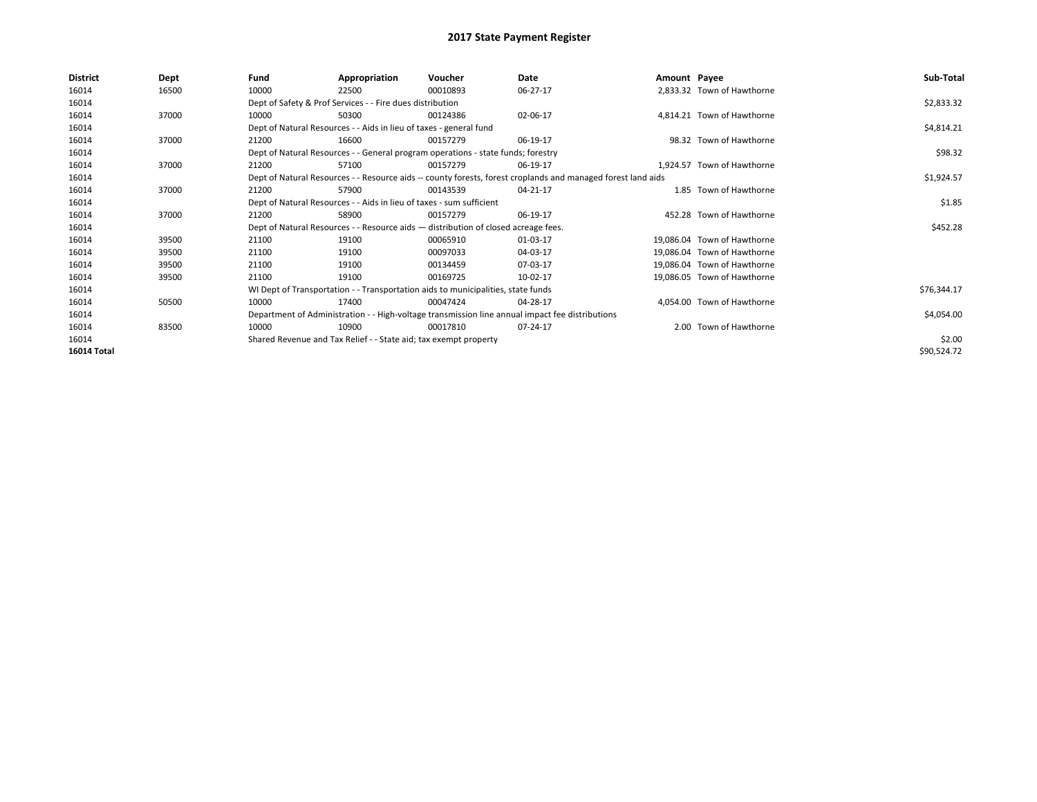# 2017 State Payment Register

| District | Dept | Fund | Appropriation | Voucher | Date | Amount | Payee | Sub-Total |
|---|---|---|---|---|---|---|---|---|
| 16014 | 16500 | 10000 | 22500 | 00010893 | 06-27-17 | 2,833.32 | Town of Hawthorne | |
| 16014 | | Dept of Safety & Prof Services - - Fire dues distribution | | | | | | $2,833.32 |
| 16014 | 37000 | 10000 | 50300 | 00124386 | 02-06-17 | 4,814.21 | Town of Hawthorne | |
| 16014 | | Dept of Natural Resources - - Aids in lieu of taxes - general fund | | | | | | $4,814.21 |
| 16014 | 37000 | 21200 | 16600 | 00157279 | 06-19-17 | 98.32 | Town of Hawthorne | |
| 16014 | | Dept of Natural Resources - - General program operations - state funds; forestry | | | | | | $98.32 |
| 16014 | 37000 | 21200 | 57100 | 00157279 | 06-19-17 | 1,924.57 | Town of Hawthorne | |
| 16014 | | Dept of Natural Resources - - Resource aids -- county forests, forest croplands and managed forest land aids | | | | | | $1,924.57 |
| 16014 | 37000 | 21200 | 57900 | 00143539 | 04-21-17 | 1.85 | Town of Hawthorne | |
| 16014 | | Dept of Natural Resources - - Aids in lieu of taxes - sum sufficient | | | | | | $1.85 |
| 16014 | 37000 | 21200 | 58900 | 00157279 | 06-19-17 | 452.28 | Town of Hawthorne | |
| 16014 | | Dept of Natural Resources - - Resource aids — distribution of closed acreage fees. | | | | | | $452.28 |
| 16014 | 39500 | 21100 | 19100 | 00065910 | 01-03-17 | 19,086.04 | Town of Hawthorne | |
| 16014 | 39500 | 21100 | 19100 | 00097033 | 04-03-17 | 19,086.04 | Town of Hawthorne | |
| 16014 | 39500 | 21100 | 19100 | 00134459 | 07-03-17 | 19,086.04 | Town of Hawthorne | |
| 16014 | 39500 | 21100 | 19100 | 00169725 | 10-02-17 | 19,086.05 | Town of Hawthorne | |
| 16014 | | WI Dept of Transportation - - Transportation aids to municipalities, state funds | | | | | | $76,344.17 |
| 16014 | 50500 | 10000 | 17400 | 00047424 | 04-28-17 | 4,054.00 | Town of Hawthorne | |
| 16014 | | Department of Administration - - High-voltage transmission line annual impact fee distributions | | | | | | $4,054.00 |
| 16014 | 83500 | 10000 | 10900 | 00017810 | 07-24-17 | 2.00 | Town of Hawthorne | |
| 16014 | | Shared Revenue and Tax Relief - - State aid; tax exempt property | | | | | | $2.00 |
| **16014 Total** | | | | | | | | $90,524.72 |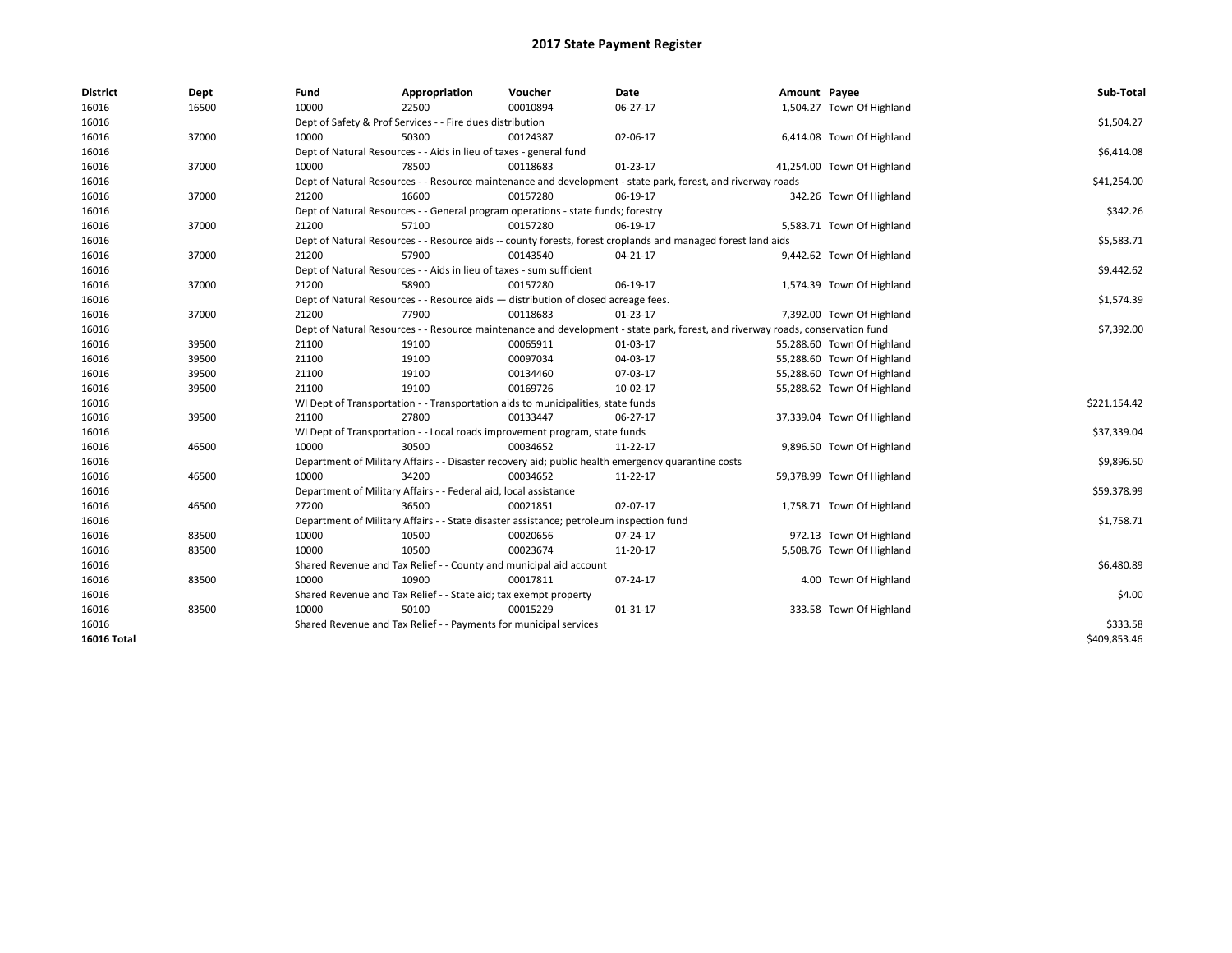# 2017 State Payment Register

| District | Dept | Fund | Appropriation | Voucher | Date | Amount | Payee | Sub-Total |
|---|---|---|---|---|---|---|---|---|
| 16016 | 16500 | 10000 | 22500 | 00010894 | 06-27-17 | 1,504.27 | Town Of Highland | |
| 16016 | | Dept of Safety & Prof Services - - Fire dues distribution | | | | | | $1,504.27 |
| 16016 | 37000 | 10000 | 50300 | 00124387 | 02-06-17 | 6,414.08 | Town Of Highland | |
| 16016 | | Dept of Natural Resources - - Aids in lieu of taxes - general fund | | | | | | $6,414.08 |
| 16016 | 37000 | 10000 | 78500 | 00118683 | 01-23-17 | 41,254.00 | Town Of Highland | |
| 16016 | | Dept of Natural Resources - - Resource maintenance and development - state park, forest, and riverway roads | | | | | | $41,254.00 |
| 16016 | 37000 | 21200 | 16600 | 00157280 | 06-19-17 | 342.26 | Town Of Highland | |
| 16016 | | Dept of Natural Resources - - General program operations - state funds; forestry | | | | | | $342.26 |
| 16016 | 37000 | 21200 | 57100 | 00157280 | 06-19-17 | 5,583.71 | Town Of Highland | |
| 16016 | | Dept of Natural Resources - - Resource aids -- county forests, forest croplands and managed forest land aids | | | | | | $5,583.71 |
| 16016 | 37000 | 21200 | 57900 | 00143540 | 04-21-17 | 9,442.62 | Town Of Highland | |
| 16016 | | Dept of Natural Resources - - Aids in lieu of taxes - sum sufficient | | | | | | $9,442.62 |
| 16016 | 37000 | 21200 | 58900 | 00157280 | 06-19-17 | 1,574.39 | Town Of Highland | |
| 16016 | | Dept of Natural Resources - - Resource aids — distribution of closed acreage fees. | | | | | | $1,574.39 |
| 16016 | 37000 | 21200 | 77900 | 00118683 | 01-23-17 | 7,392.00 | Town Of Highland | |
| 16016 | | Dept of Natural Resources - - Resource maintenance and development - state park, forest, and riverway roads, conservation fund | | | | | | $7,392.00 |
| 16016 | 39500 | 21100 | 19100 | 00065911 | 01-03-17 | 55,288.60 | Town Of Highland | |
| 16016 | 39500 | 21100 | 19100 | 00097034 | 04-03-17 | 55,288.60 | Town Of Highland | |
| 16016 | 39500 | 21100 | 19100 | 00134460 | 07-03-17 | 55,288.60 | Town Of Highland | |
| 16016 | 39500 | 21100 | 19100 | 00169726 | 10-02-17 | 55,288.62 | Town Of Highland | |
| 16016 | | WI Dept of Transportation - - Transportation aids to municipalities, state funds | | | | | | $221,154.42 |
| 16016 | 39500 | 21100 | 27800 | 00133447 | 06-27-17 | 37,339.04 | Town Of Highland | |
| 16016 | | WI Dept of Transportation - - Local roads improvement program, state funds | | | | | | $37,339.04 |
| 16016 | 46500 | 10000 | 30500 | 00034652 | 11-22-17 | 9,896.50 | Town Of Highland | |
| 16016 | | Department of Military Affairs - - Disaster recovery aid; public health emergency quarantine costs | | | | | | $9,896.50 |
| 16016 | 46500 | 10000 | 34200 | 00034652 | 11-22-17 | 59,378.99 | Town Of Highland | |
| 16016 | | Department of Military Affairs - - Federal aid, local assistance | | | | | | $59,378.99 |
| 16016 | 46500 | 27200 | 36500 | 00021851 | 02-07-17 | 1,758.71 | Town Of Highland | |
| 16016 | | Department of Military Affairs - - State disaster assistance; petroleum inspection fund | | | | | | $1,758.71 |
| 16016 | 83500 | 10000 | 10500 | 00020656 | 07-24-17 | 972.13 | Town Of Highland | |
| 16016 | 83500 | 10000 | 10500 | 00023674 | 11-20-17 | 5,508.76 | Town Of Highland | |
| 16016 | | Shared Revenue and Tax Relief - - County and municipal aid account | | | | | | $6,480.89 |
| 16016 | 83500 | 10000 | 10900 | 00017811 | 07-24-17 | 4.00 | Town Of Highland | |
| 16016 | | Shared Revenue and Tax Relief - - State aid; tax exempt property | | | | | | $4.00 |
| 16016 | 83500 | 10000 | 50100 | 00015229 | 01-31-17 | 333.58 | Town Of Highland | |
| 16016 | | Shared Revenue and Tax Relief - - Payments for municipal services | | | | | | $333.58 |
| **16016 Total** | | | | | | | | $409,853.46 |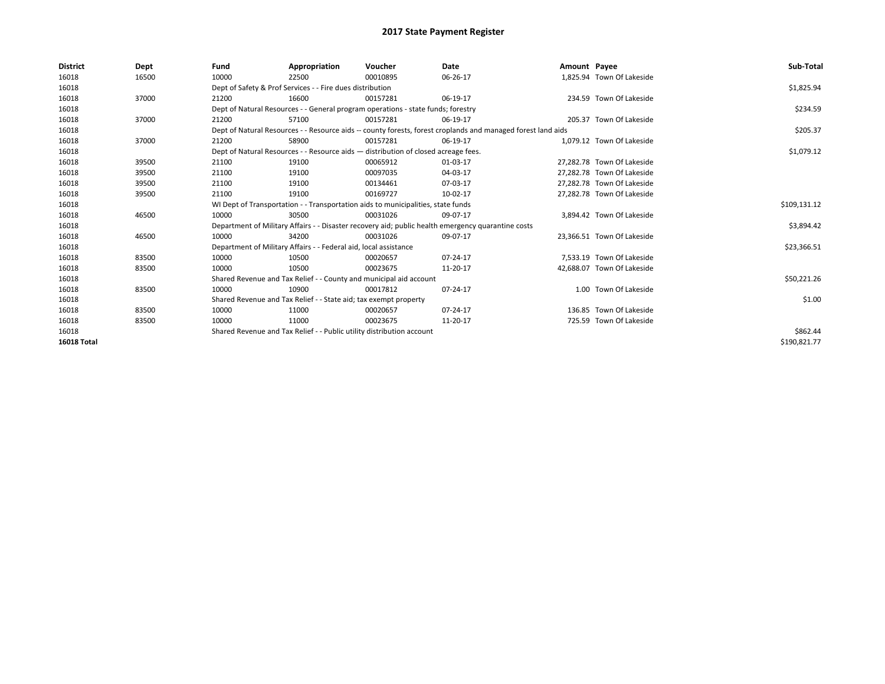## 2017 State Payment Register

| District | Dept | Fund | Appropriation | Voucher | Date | Amount | Payee | Sub-Total |
|---|---|---|---|---|---|---|---|---|
| 16018 | 16500 | 10000 | 22500 | 00010895 | 06-26-17 | 1,825.94 | Town Of Lakeside | |
| 16018 | | Dept of Safety & Prof Services - - Fire dues distribution | | | | | | $1,825.94 |
| 16018 | 37000 | 21200 | 16600 | 00157281 | 06-19-17 | 234.59 | Town Of Lakeside | |
| 16018 | | Dept of Natural Resources - - General program operations - state funds; forestry | | | | | | $234.59 |
| 16018 | 37000 | 21200 | 57100 | 00157281 | 06-19-17 | 205.37 | Town Of Lakeside | |
| 16018 | | Dept of Natural Resources - - Resource aids -- county forests, forest croplands and managed forest land aids | | | | | | $205.37 |
| 16018 | 37000 | 21200 | 58900 | 00157281 | 06-19-17 | 1,079.12 | Town Of Lakeside | |
| 16018 | | Dept of Natural Resources - - Resource aids — distribution of closed acreage fees. | | | | | | $1,079.12 |
| 16018 | 39500 | 21100 | 19100 | 00065912 | 01-03-17 | 27,282.78 | Town Of Lakeside | |
| 16018 | 39500 | 21100 | 19100 | 00097035 | 04-03-17 | 27,282.78 | Town Of Lakeside | |
| 16018 | 39500 | 21100 | 19100 | 00134461 | 07-03-17 | 27,282.78 | Town Of Lakeside | |
| 16018 | 39500 | 21100 | 19100 | 00169727 | 10-02-17 | 27,282.78 | Town Of Lakeside | |
| 16018 | | WI Dept of Transportation - - Transportation aids to municipalities, state funds | | | | | | $109,131.12 |
| 16018 | 46500 | 10000 | 30500 | 00031026 | 09-07-17 | 3,894.42 | Town Of Lakeside | |
| 16018 | | Department of Military Affairs - - Disaster recovery aid; public health emergency quarantine costs | | | | | | $3,894.42 |
| 16018 | 46500 | 10000 | 34200 | 00031026 | 09-07-17 | 23,366.51 | Town Of Lakeside | |
| 16018 | | Department of Military Affairs - - Federal aid, local assistance | | | | | | $23,366.51 |
| 16018 | 83500 | 10000 | 10500 | 00020657 | 07-24-17 | 7,533.19 | Town Of Lakeside | |
| 16018 | 83500 | 10000 | 10500 | 00023675 | 11-20-17 | 42,688.07 | Town Of Lakeside | |
| 16018 | | Shared Revenue and Tax Relief - - County and municipal aid account | | | | | | $50,221.26 |
| 16018 | 83500 | 10000 | 10900 | 00017812 | 07-24-17 | 1.00 | Town Of Lakeside | |
| 16018 | | Shared Revenue and Tax Relief - - State aid; tax exempt property | | | | | | $1.00 |
| 16018 | 83500 | 10000 | 11000 | 00020657 | 07-24-17 | 136.85 | Town Of Lakeside | |
| 16018 | 83500 | 10000 | 11000 | 00023675 | 11-20-17 | 725.59 | Town Of Lakeside | |
| 16018 | | Shared Revenue and Tax Relief - - Public utility distribution account | | | | | | $862.44 |
| **16018 Total** | | | | | | | | $190,821.77 |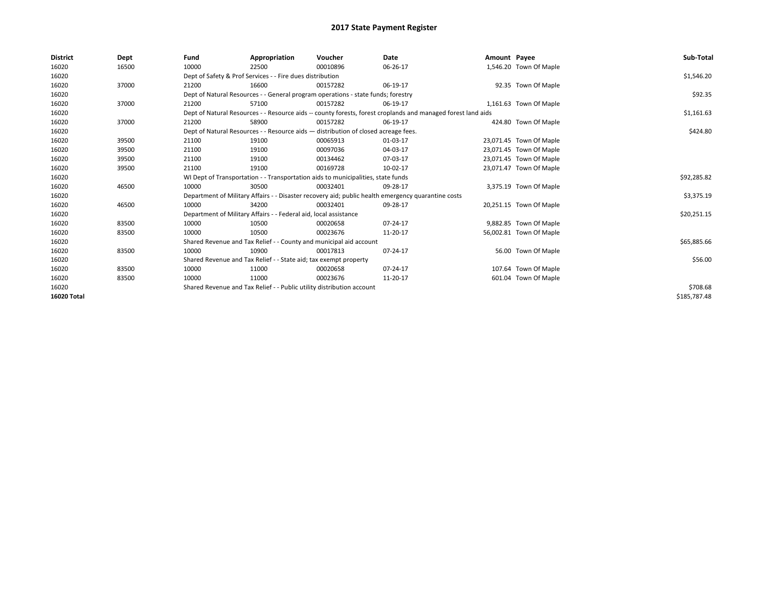# 2017 State Payment Register

| District | Dept | Fund | Appropriation | Voucher | Date | Amount | Payee | Sub-Total |
|---|---|---|---|---|---|---|---|---|
| 16020 | 16500 | 10000 | 22500 | 00010896 | 06-26-17 | 1,546.20 | Town Of Maple | |
| 16020 | | Dept of Safety & Prof Services - - Fire dues distribution | | | | | | $1,546.20 |
| 16020 | 37000 | 21200 | 16600 | 00157282 | 06-19-17 | 92.35 | Town Of Maple | |
| 16020 | | Dept of Natural Resources - - General program operations - state funds; forestry | | | | | | $92.35 |
| 16020 | 37000 | 21200 | 57100 | 00157282 | 06-19-17 | 1,161.63 | Town Of Maple | |
| 16020 | | Dept of Natural Resources - - Resource aids -- county forests, forest croplands and managed forest land aids | | | | | | $1,161.63 |
| 16020 | 37000 | 21200 | 58900 | 00157282 | 06-19-17 | 424.80 | Town Of Maple | |
| 16020 | | Dept of Natural Resources - - Resource aids — distribution of closed acreage fees. | | | | | | $424.80 |
| 16020 | 39500 | 21100 | 19100 | 00065913 | 01-03-17 | 23,071.45 | Town Of Maple | |
| 16020 | 39500 | 21100 | 19100 | 00097036 | 04-03-17 | 23,071.45 | Town Of Maple | |
| 16020 | 39500 | 21100 | 19100 | 00134462 | 07-03-17 | 23,071.45 | Town Of Maple | |
| 16020 | 39500 | 21100 | 19100 | 00169728 | 10-02-17 | 23,071.47 | Town Of Maple | |
| 16020 | | WI Dept of Transportation - - Transportation aids to municipalities, state funds | | | | | | $92,285.82 |
| 16020 | 46500 | 10000 | 30500 | 00032401 | 09-28-17 | 3,375.19 | Town Of Maple | |
| 16020 | | Department of Military Affairs - - Disaster recovery aid; public health emergency quarantine costs | | | | | | $3,375.19 |
| 16020 | 46500 | 10000 | 34200 | 00032401 | 09-28-17 | 20,251.15 | Town Of Maple | |
| 16020 | | Department of Military Affairs - - Federal aid, local assistance | | | | | | $20,251.15 |
| 16020 | 83500 | 10000 | 10500 | 00020658 | 07-24-17 | 9,882.85 | Town Of Maple | |
| 16020 | 83500 | 10000 | 10500 | 00023676 | 11-20-17 | 56,002.81 | Town Of Maple | |
| 16020 | | Shared Revenue and Tax Relief - - County and municipal aid account | | | | | | $65,885.66 |
| 16020 | 83500 | 10000 | 10900 | 00017813 | 07-24-17 | 56.00 | Town Of Maple | |
| 16020 | | Shared Revenue and Tax Relief - - State aid; tax exempt property | | | | | | $56.00 |
| 16020 | 83500 | 10000 | 11000 | 00020658 | 07-24-17 | 107.64 | Town Of Maple | |
| 16020 | 83500 | 10000 | 11000 | 00023676 | 11-20-17 | 601.04 | Town Of Maple | |
| 16020 | | Shared Revenue and Tax Relief - - Public utility distribution account | | | | | | $708.68 |
| **16020 Total** | | | | | | | | $185,787.48 |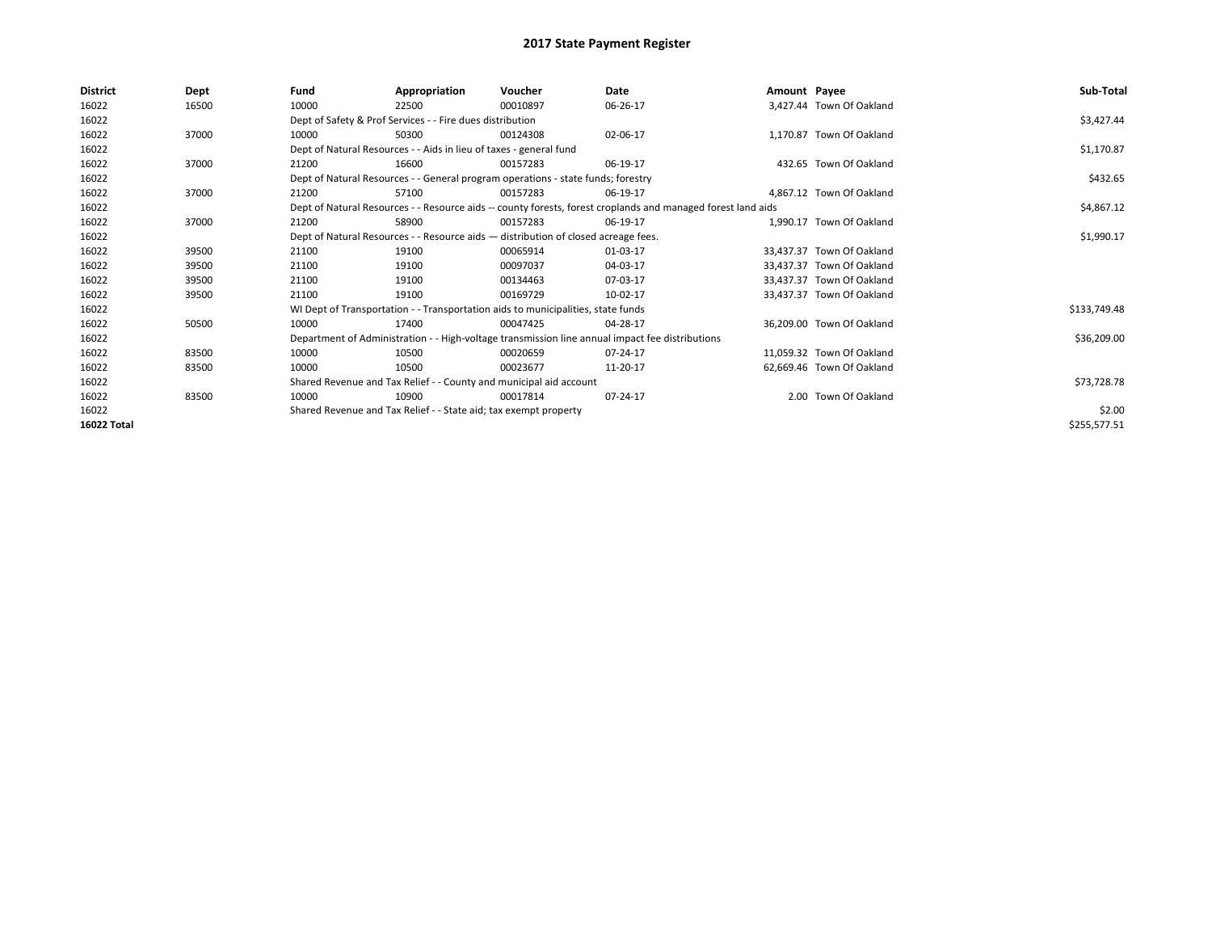# 2017 State Payment Register

| District | Dept | Fund | Appropriation | Voucher | Date | Amount | Payee | Sub-Total |
|---|---|---|---|---|---|---|---|---|
| 16022 | 16500 | 10000 | 22500 | 00010897 | 06-26-17 | 3,427.44 | Town Of Oakland | |
| 16022 | | Dept of Safety & Prof Services - - Fire dues distribution | | | | | | $3,427.44 |
| 16022 | 37000 | 10000 | 50300 | 00124308 | 02-06-17 | 1,170.87 | Town Of Oakland | |
| 16022 | | Dept of Natural Resources - - Aids in lieu of taxes - general fund | | | | | | $1,170.87 |
| 16022 | 37000 | 21200 | 16600 | 00157283 | 06-19-17 | 432.65 | Town Of Oakland | |
| 16022 | | Dept of Natural Resources - - General program operations - state funds; forestry | | | | | | $432.65 |
| 16022 | 37000 | 21200 | 57100 | 00157283 | 06-19-17 | 4,867.12 | Town Of Oakland | |
| 16022 | | Dept of Natural Resources - - Resource aids -- county forests, forest croplands and managed forest land aids | | | | | | $4,867.12 |
| 16022 | 37000 | 21200 | 58900 | 00157283 | 06-19-17 | 1,990.17 | Town Of Oakland | |
| 16022 | | Dept of Natural Resources - - Resource aids — distribution of closed acreage fees. | | | | | | $1,990.17 |
| 16022 | 39500 | 21100 | 19100 | 00065914 | 01-03-17 | 33,437.37 | Town Of Oakland | |
| 16022 | 39500 | 21100 | 19100 | 00097037 | 04-03-17 | 33,437.37 | Town Of Oakland | |
| 16022 | 39500 | 21100 | 19100 | 00134463 | 07-03-17 | 33,437.37 | Town Of Oakland | |
| 16022 | 39500 | 21100 | 19100 | 00169729 | 10-02-17 | 33,437.37 | Town Of Oakland | |
| 16022 | | WI Dept of Transportation - - Transportation aids to municipalities, state funds | | | | | | $133,749.48 |
| 16022 | 50500 | 10000 | 17400 | 00047425 | 04-28-17 | 36,209.00 | Town Of Oakland | |
| 16022 | | Department of Administration - - High-voltage transmission line annual impact fee distributions | | | | | | $36,209.00 |
| 16022 | 83500 | 10000 | 10500 | 00020659 | 07-24-17 | 11,059.32 | Town Of Oakland | |
| 16022 | 83500 | 10000 | 10500 | 00023677 | 11-20-17 | 62,669.46 | Town Of Oakland | |
| 16022 | | Shared Revenue and Tax Relief - - County and municipal aid account | | | | | | $73,728.78 |
| 16022 | 83500 | 10000 | 10900 | 00017814 | 07-24-17 | 2.00 | Town Of Oakland | |
| 16022 | | Shared Revenue and Tax Relief - - State aid; tax exempt property | | | | | | $2.00 |
| **16022 Total** | | | | | | | | $255,577.51 |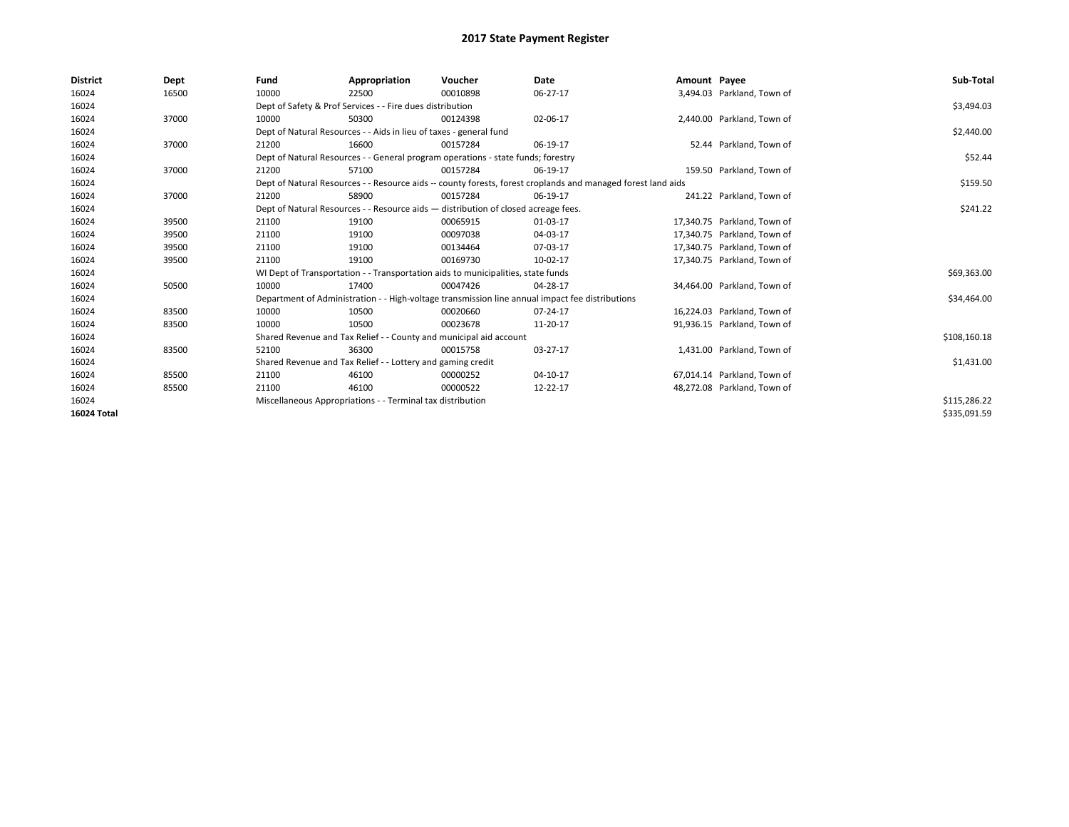# 2017 State Payment Register

| District | Dept | Fund | Appropriation | Voucher | Date | Amount | Payee | Sub-Total |
|---|---|---|---|---|---|---|---|---|
| 16024 | 16500 | 10000 | 22500 | 00010898 | 06-27-17 | 3,494.03 | Parkland, Town of | |
| 16024 | | Dept of Safety & Prof Services - - Fire dues distribution | | | | | | $3,494.03 |
| 16024 | 37000 | 10000 | 50300 | 00124398 | 02-06-17 | 2,440.00 | Parkland, Town of | |
| 16024 | | Dept of Natural Resources - - Aids in lieu of taxes - general fund | | | | | | $2,440.00 |
| 16024 | 37000 | 21200 | 16600 | 00157284 | 06-19-17 | 52.44 | Parkland, Town of | |
| 16024 | | Dept of Natural Resources - - General program operations - state funds; forestry | | | | | | $52.44 |
| 16024 | 37000 | 21200 | 57100 | 00157284 | 06-19-17 | 159.50 | Parkland, Town of | |
| 16024 | | Dept of Natural Resources - - Resource aids -- county forests, forest croplands and managed forest land aids | | | | | | $159.50 |
| 16024 | 37000 | 21200 | 58900 | 00157284 | 06-19-17 | 241.22 | Parkland, Town of | |
| 16024 | | Dept of Natural Resources - - Resource aids — distribution of closed acreage fees. | | | | | | $241.22 |
| 16024 | 39500 | 21100 | 19100 | 00065915 | 01-03-17 | 17,340.75 | Parkland, Town of | |
| 16024 | 39500 | 21100 | 19100 | 00097038 | 04-03-17 | 17,340.75 | Parkland, Town of | |
| 16024 | 39500 | 21100 | 19100 | 00134464 | 07-03-17 | 17,340.75 | Parkland, Town of | |
| 16024 | 39500 | 21100 | 19100 | 00169730 | 10-02-17 | 17,340.75 | Parkland, Town of | |
| 16024 | | WI Dept of Transportation - - Transportation aids to municipalities, state funds | | | | | | $69,363.00 |
| 16024 | 50500 | 10000 | 17400 | 00047426 | 04-28-17 | 34,464.00 | Parkland, Town of | |
| 16024 | | Department of Administration - - High-voltage transmission line annual impact fee distributions | | | | | | $34,464.00 |
| 16024 | 83500 | 10000 | 10500 | 00020660 | 07-24-17 | 16,224.03 | Parkland, Town of | |
| 16024 | 83500 | 10000 | 10500 | 00023678 | 11-20-17 | 91,936.15 | Parkland, Town of | |
| 16024 | | Shared Revenue and Tax Relief - - County and municipal aid account | | | | | | $108,160.18 |
| 16024 | 83500 | 52100 | 36300 | 00015758 | 03-27-17 | 1,431.00 | Parkland, Town of | |
| 16024 | | Shared Revenue and Tax Relief - - Lottery and gaming credit | | | | | | $1,431.00 |
| 16024 | 85500 | 21100 | 46100 | 00000252 | 04-10-17 | 67,014.14 | Parkland, Town of | |
| 16024 | 85500 | 21100 | 46100 | 00000522 | 12-22-17 | 48,272.08 | Parkland, Town of | |
| 16024 | | Miscellaneous Appropriations - - Terminal tax distribution | | | | | | $115,286.22 |
| **16024 Total** | | | | | | | | $335,091.59 |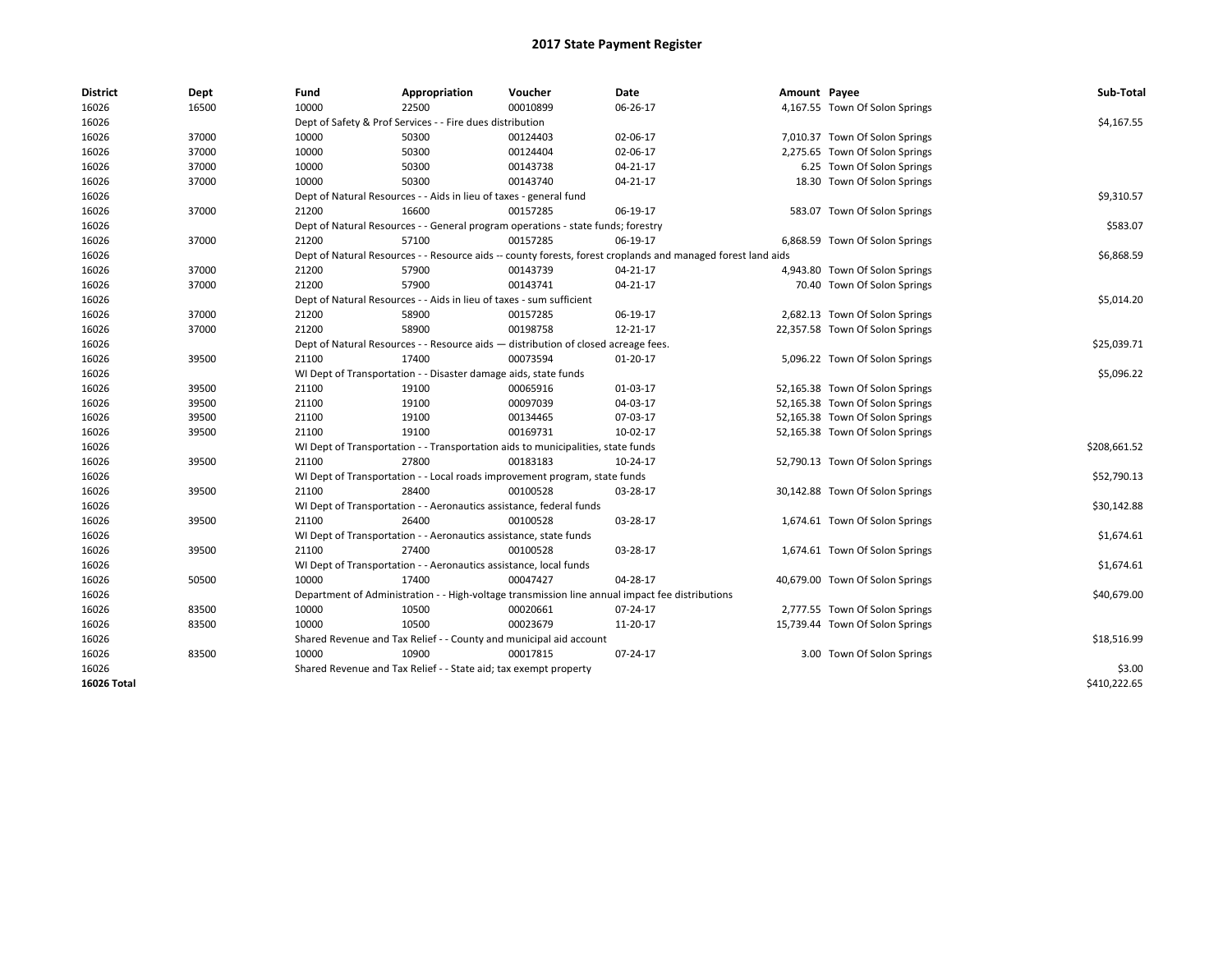# 2017 State Payment Register

| District | Dept | Fund | Appropriation | Voucher | Date | Amount | Payee | Sub-Total |
|---|---|---|---|---|---|---|---|---|
| 16026 | 16500 | 10000 | 22500 | 00010899 | 06-26-17 | 4,167.55 | Town Of Solon Springs | |
| 16026 | | Dept of Safety & Prof Services - - Fire dues distribution | | | | | | $4,167.55 |
| 16026 | 37000 | 10000 | 50300 | 00124403 | 02-06-17 | 7,010.37 | Town Of Solon Springs | |
| 16026 | 37000 | 10000 | 50300 | 00124404 | 02-06-17 | 2,275.65 | Town Of Solon Springs | |
| 16026 | 37000 | 10000 | 50300 | 00143738 | 04-21-17 | 6.25 | Town Of Solon Springs | |
| 16026 | 37000 | 10000 | 50300 | 00143740 | 04-21-17 | 18.30 | Town Of Solon Springs | |
| 16026 | | Dept of Natural Resources - - Aids in lieu of taxes - general fund | | | | | | $9,310.57 |
| 16026 | 37000 | 21200 | 16600 | 00157285 | 06-19-17 | 583.07 | Town Of Solon Springs | |
| 16026 | | Dept of Natural Resources - - General program operations - state funds; forestry | | | | | | $583.07 |
| 16026 | 37000 | 21200 | 57100 | 00157285 | 06-19-17 | 6,868.59 | Town Of Solon Springs | |
| 16026 | | Dept of Natural Resources - - Resource aids -- county forests, forest croplands and managed forest land aids | | | | | | $6,868.59 |
| 16026 | 37000 | 21200 | 57900 | 00143739 | 04-21-17 | 4,943.80 | Town Of Solon Springs | |
| 16026 | 37000 | 21200 | 57900 | 00143741 | 04-21-17 | 70.40 | Town Of Solon Springs | |
| 16026 | | Dept of Natural Resources - - Aids in lieu of taxes - sum sufficient | | | | | | $5,014.20 |
| 16026 | 37000 | 21200 | 58900 | 00157285 | 06-19-17 | 2,682.13 | Town Of Solon Springs | |
| 16026 | 37000 | 21200 | 58900 | 00198758 | 12-21-17 | 22,357.58 | Town Of Solon Springs | |
| 16026 | | Dept of Natural Resources - - Resource aids — distribution of closed acreage fees. | | | | | | $25,039.71 |
| 16026 | 39500 | 21100 | 17400 | 00073594 | 01-20-17 | 5,096.22 | Town Of Solon Springs | |
| 16026 | | WI Dept of Transportation - - Disaster damage aids, state funds | | | | | | $5,096.22 |
| 16026 | 39500 | 21100 | 19100 | 00065916 | 01-03-17 | 52,165.38 | Town Of Solon Springs | |
| 16026 | 39500 | 21100 | 19100 | 00097039 | 04-03-17 | 52,165.38 | Town Of Solon Springs | |
| 16026 | 39500 | 21100 | 19100 | 00134465 | 07-03-17 | 52,165.38 | Town Of Solon Springs | |
| 16026 | 39500 | 21100 | 19100 | 00169731 | 10-02-17 | 52,165.38 | Town Of Solon Springs | |
| 16026 | | WI Dept of Transportation - - Transportation aids to municipalities, state funds | | | | | | $208,661.52 |
| 16026 | 39500 | 21100 | 27800 | 00183183 | 10-24-17 | 52,790.13 | Town Of Solon Springs | |
| 16026 | | WI Dept of Transportation - - Local roads improvement program, state funds | | | | | | $52,790.13 |
| 16026 | 39500 | 21100 | 28400 | 00100528 | 03-28-17 | 30,142.88 | Town Of Solon Springs | |
| 16026 | | WI Dept of Transportation - - Aeronautics assistance, federal funds | | | | | | $30,142.88 |
| 16026 | 39500 | 21100 | 26400 | 00100528 | 03-28-17 | 1,674.61 | Town Of Solon Springs | |
| 16026 | | WI Dept of Transportation - - Aeronautics assistance, state funds | | | | | | $1,674.61 |
| 16026 | 39500 | 21100 | 27400 | 00100528 | 03-28-17 | 1,674.61 | Town Of Solon Springs | |
| 16026 | | WI Dept of Transportation - - Aeronautics assistance, local funds | | | | | | $1,674.61 |
| 16026 | 50500 | 10000 | 17400 | 00047427 | 04-28-17 | 40,679.00 | Town Of Solon Springs | |
| 16026 | | Department of Administration - - High-voltage transmission line annual impact fee distributions | | | | | | $40,679.00 |
| 16026 | 83500 | 10000 | 10500 | 00020661 | 07-24-17 | 2,777.55 | Town Of Solon Springs | |
| 16026 | 83500 | 10000 | 10500 | 00023679 | 11-20-17 | 15,739.44 | Town Of Solon Springs | |
| 16026 | | Shared Revenue and Tax Relief - - County and municipal aid account | | | | | | $18,516.99 |
| 16026 | 83500 | 10000 | 10900 | 00017815 | 07-24-17 | 3.00 | Town Of Solon Springs | |
| 16026 | | Shared Revenue and Tax Relief - - State aid; tax exempt property | | | | | | $3.00 |
| **16026 Total** | | | | | | | | $410,222.65 |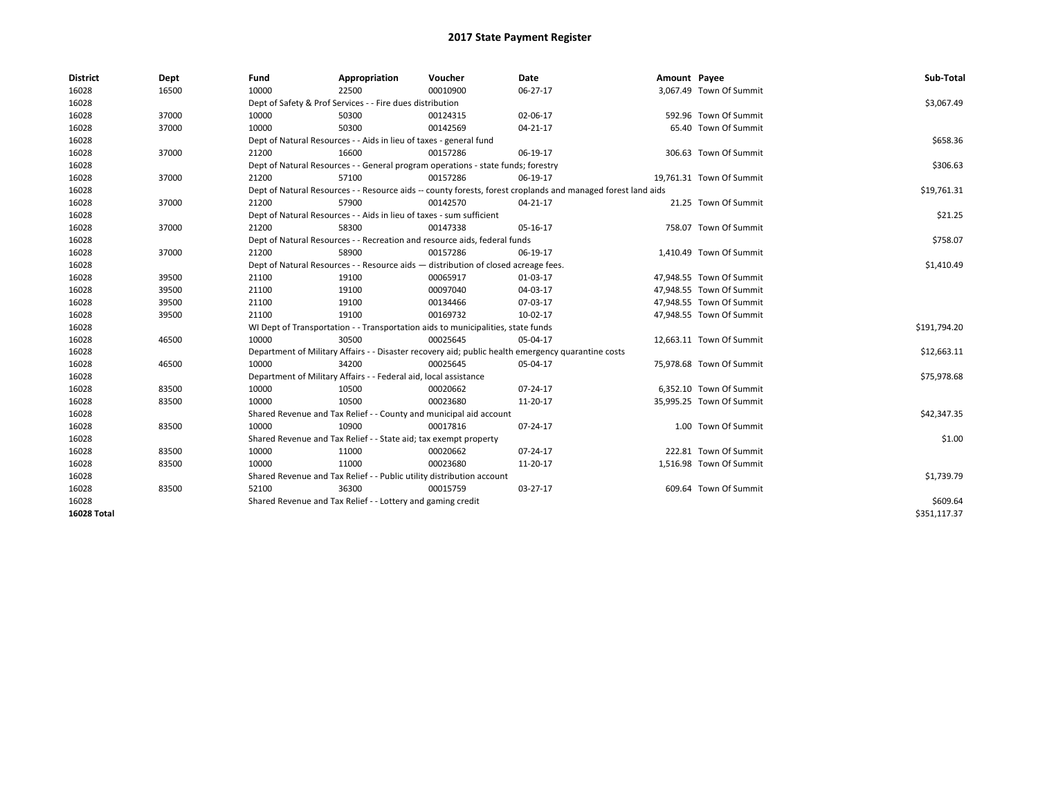# 2017 State Payment Register

| District | Dept | Fund | Appropriation | Voucher | Date | Amount | Payee | Sub-Total |
|---|---|---|---|---|---|---|---|---|
| 16028 | 16500 | 10000 | 22500 | 00010900 | 06-27-17 | 3,067.49 | Town Of Summit | |
| 16028 | | Dept of Safety & Prof Services - - Fire dues distribution | | | | | | $3,067.49 |
| 16028 | 37000 | 10000 | 50300 | 00124315 | 02-06-17 | 592.96 | Town Of Summit | |
| 16028 | 37000 | 10000 | 50300 | 00142569 | 04-21-17 | 65.40 | Town Of Summit | |
| 16028 | | Dept of Natural Resources - - Aids in lieu of taxes - general fund | | | | | | $658.36 |
| 16028 | 37000 | 21200 | 16600 | 00157286 | 06-19-17 | 306.63 | Town Of Summit | |
| 16028 | | Dept of Natural Resources - - General program operations - state funds; forestry | | | | | | $306.63 |
| 16028 | 37000 | 21200 | 57100 | 00157286 | 06-19-17 | 19,761.31 | Town Of Summit | |
| 16028 | | Dept of Natural Resources - - Resource aids -- county forests, forest croplands and managed forest land aids | | | | | | $19,761.31 |
| 16028 | 37000 | 21200 | 57900 | 00142570 | 04-21-17 | 21.25 | Town Of Summit | |
| 16028 | | Dept of Natural Resources - - Aids in lieu of taxes - sum sufficient | | | | | | $21.25 |
| 16028 | 37000 | 21200 | 58300 | 00147338 | 05-16-17 | 758.07 | Town Of Summit | |
| 16028 | | Dept of Natural Resources - - Recreation and resource aids, federal funds | | | | | | $758.07 |
| 16028 | 37000 | 21200 | 58900 | 00157286 | 06-19-17 | 1,410.49 | Town Of Summit | |
| 16028 | | Dept of Natural Resources - - Resource aids — distribution of closed acreage fees. | | | | | | $1,410.49 |
| 16028 | 39500 | 21100 | 19100 | 00065917 | 01-03-17 | 47,948.55 | Town Of Summit | |
| 16028 | 39500 | 21100 | 19100 | 00097040 | 04-03-17 | 47,948.55 | Town Of Summit | |
| 16028 | 39500 | 21100 | 19100 | 00134466 | 07-03-17 | 47,948.55 | Town Of Summit | |
| 16028 | 39500 | 21100 | 19100 | 00169732 | 10-02-17 | 47,948.55 | Town Of Summit | |
| 16028 | | WI Dept of Transportation - - Transportation aids to municipalities, state funds | | | | | | $191,794.20 |
| 16028 | 46500 | 10000 | 30500 | 00025645 | 05-04-17 | 12,663.11 | Town Of Summit | |
| 16028 | | Department of Military Affairs - - Disaster recovery aid; public health emergency quarantine costs | | | | | | $12,663.11 |
| 16028 | 46500 | 10000 | 34200 | 00025645 | 05-04-17 | 75,978.68 | Town Of Summit | |
| 16028 | | Department of Military Affairs - - Federal aid, local assistance | | | | | | $75,978.68 |
| 16028 | 83500 | 10000 | 10500 | 00020662 | 07-24-17 | 6,352.10 | Town Of Summit | |
| 16028 | 83500 | 10000 | 10500 | 00023680 | 11-20-17 | 35,995.25 | Town Of Summit | |
| 16028 | | Shared Revenue and Tax Relief - - County and municipal aid account | | | | | | $42,347.35 |
| 16028 | 83500 | 10000 | 10900 | 00017816 | 07-24-17 | 1.00 | Town Of Summit | |
| 16028 | | Shared Revenue and Tax Relief - - State aid; tax exempt property | | | | | | $1.00 |
| 16028 | 83500 | 10000 | 11000 | 00020662 | 07-24-17 | 222.81 | Town Of Summit | |
| 16028 | 83500 | 10000 | 11000 | 00023680 | 11-20-17 | 1,516.98 | Town Of Summit | |
| 16028 | | Shared Revenue and Tax Relief - - Public utility distribution account | | | | | | $1,739.79 |
| 16028 | 83500 | 52100 | 36300 | 00015759 | 03-27-17 | 609.64 | Town Of Summit | |
| 16028 | | Shared Revenue and Tax Relief - - Lottery and gaming credit | | | | | | $609.64 |
| **16028 Total** | | | | | | | | $351,117.37 |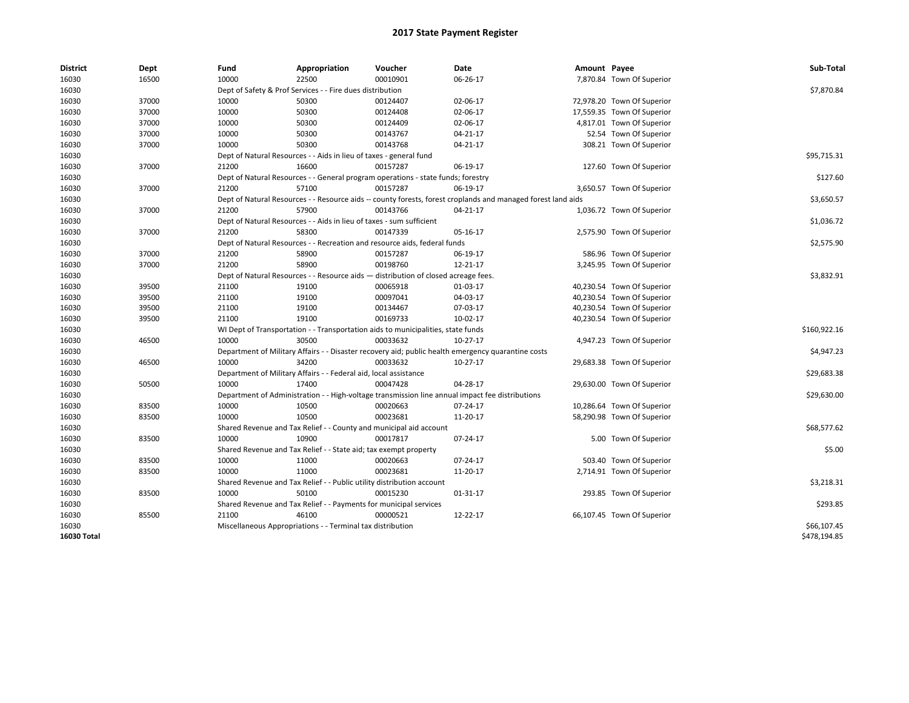# 2017 State Payment Register

| District | Dept | Fund | Appropriation | Voucher | Date | Amount | Payee | Sub-Total |
|---|---|---|---|---|---|---|---|---|
| 16030 | 16500 | 10000 | 22500 | 00010901 | 06-26-17 | 7,870.84 | Town Of Superior | |
| 16030 | | Dept of Safety & Prof Services - - Fire dues distribution | | | | | | $7,870.84 |
| 16030 | 37000 | 10000 | 50300 | 00124407 | 02-06-17 | 72,978.20 | Town Of Superior | |
| 16030 | 37000 | 10000 | 50300 | 00124408 | 02-06-17 | 17,559.35 | Town Of Superior | |
| 16030 | 37000 | 10000 | 50300 | 00124409 | 02-06-17 | 4,817.01 | Town Of Superior | |
| 16030 | 37000 | 10000 | 50300 | 00143767 | 04-21-17 | 52.54 | Town Of Superior | |
| 16030 | 37000 | 10000 | 50300 | 00143768 | 04-21-17 | 308.21 | Town Of Superior | |
| 16030 | | Dept of Natural Resources - - Aids in lieu of taxes - general fund | | | | | | $95,715.31 |
| 16030 | 37000 | 21200 | 16600 | 00157287 | 06-19-17 | 127.60 | Town Of Superior | |
| 16030 | | Dept of Natural Resources - - General program operations - state funds; forestry | | | | | | $127.60 |
| 16030 | 37000 | 21200 | 57100 | 00157287 | 06-19-17 | 3,650.57 | Town Of Superior | |
| 16030 | | Dept of Natural Resources - - Resource aids -- county forests, forest croplands and managed forest land aids | | | | | | $3,650.57 |
| 16030 | 37000 | 21200 | 57900 | 00143766 | 04-21-17 | 1,036.72 | Town Of Superior | |
| 16030 | | Dept of Natural Resources - - Aids in lieu of taxes - sum sufficient | | | | | | $1,036.72 |
| 16030 | 37000 | 21200 | 58300 | 00147339 | 05-16-17 | 2,575.90 | Town Of Superior | |
| 16030 | | Dept of Natural Resources - - Recreation and resource aids, federal funds | | | | | | $2,575.90 |
| 16030 | 37000 | 21200 | 58900 | 00157287 | 06-19-17 | 586.96 | Town Of Superior | |
| 16030 | 37000 | 21200 | 58900 | 00198760 | 12-21-17 | 3,245.95 | Town Of Superior | |
| 16030 | | Dept of Natural Resources - - Resource aids — distribution of closed acreage fees. | | | | | | $3,832.91 |
| 16030 | 39500 | 21100 | 19100 | 00065918 | 01-03-17 | 40,230.54 | Town Of Superior | |
| 16030 | 39500 | 21100 | 19100 | 00097041 | 04-03-17 | 40,230.54 | Town Of Superior | |
| 16030 | 39500 | 21100 | 19100 | 00134467 | 07-03-17 | 40,230.54 | Town Of Superior | |
| 16030 | 39500 | 21100 | 19100 | 00169733 | 10-02-17 | 40,230.54 | Town Of Superior | |
| 16030 | | WI Dept of Transportation - - Transportation aids to municipalities, state funds | | | | | | $160,922.16 |
| 16030 | 46500 | 10000 | 30500 | 00033632 | 10-27-17 | 4,947.23 | Town Of Superior | |
| 16030 | | Department of Military Affairs - - Disaster recovery aid; public health emergency quarantine costs | | | | | | $4,947.23 |
| 16030 | 46500 | 10000 | 34200 | 00033632 | 10-27-17 | 29,683.38 | Town Of Superior | |
| 16030 | | Department of Military Affairs - - Federal aid, local assistance | | | | | | $29,683.38 |
| 16030 | 50500 | 10000 | 17400 | 00047428 | 04-28-17 | 29,630.00 | Town Of Superior | |
| 16030 | | Department of Administration - - High-voltage transmission line annual impact fee distributions | | | | | | $29,630.00 |
| 16030 | 83500 | 10000 | 10500 | 00020663 | 07-24-17 | 10,286.64 | Town Of Superior | |
| 16030 | 83500 | 10000 | 10500 | 00023681 | 11-20-17 | 58,290.98 | Town Of Superior | |
| 16030 | | Shared Revenue and Tax Relief - - County and municipal aid account | | | | | | $68,577.62 |
| 16030 | 83500 | 10000 | 10900 | 00017817 | 07-24-17 | 5.00 | Town Of Superior | |
| 16030 | | Shared Revenue and Tax Relief - - State aid; tax exempt property | | | | | | $5.00 |
| 16030 | 83500 | 10000 | 11000 | 00020663 | 07-24-17 | 503.40 | Town Of Superior | |
| 16030 | 83500 | 10000 | 11000 | 00023681 | 11-20-17 | 2,714.91 | Town Of Superior | |
| 16030 | | Shared Revenue and Tax Relief - - Public utility distribution account | | | | | | $3,218.31 |
| 16030 | 83500 | 10000 | 50100 | 00015230 | 01-31-17 | 293.85 | Town Of Superior | |
| 16030 | | Shared Revenue and Tax Relief - - Payments for municipal services | | | | | | $293.85 |
| 16030 | 85500 | 21100 | 46100 | 00000521 | 12-22-17 | 66,107.45 | Town Of Superior | |
| 16030 | | Miscellaneous Appropriations - - Terminal tax distribution | | | | | | $66,107.45 |
| **16030 Total** | | | | | | | | $478,194.85 |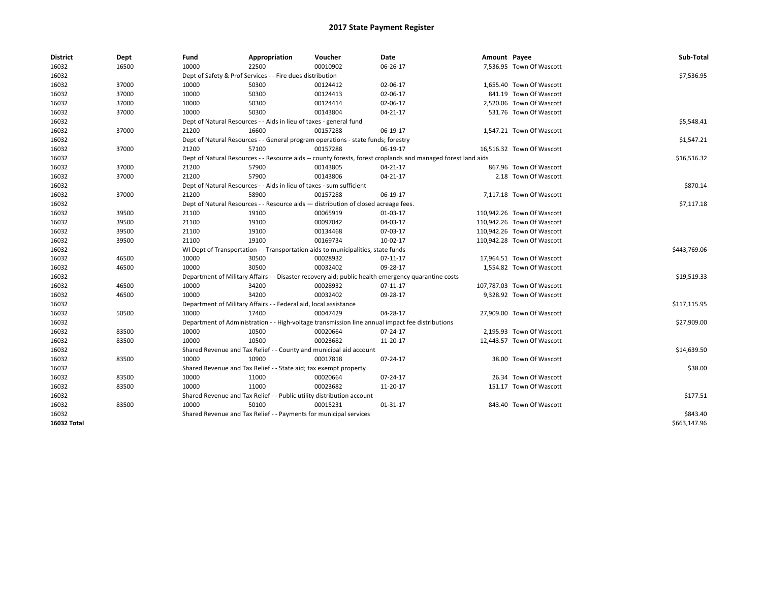# 2017 State Payment Register

| District | Dept | Fund | Appropriation | Voucher | Date | Amount | Payee | Sub-Total |
|---|---|---|---|---|---|---|---|---|
| 16032 | 16500 | 10000 | 22500 | 00010902 | 06-26-17 | 7,536.95 | Town Of Wascott | |
| 16032 | | Dept of Safety & Prof Services - - Fire dues distribution | | | | | | $7,536.95 |
| 16032 | 37000 | 10000 | 50300 | 00124412 | 02-06-17 | 1,655.40 | Town Of Wascott | |
| 16032 | 37000 | 10000 | 50300 | 00124413 | 02-06-17 | 841.19 | Town Of Wascott | |
| 16032 | 37000 | 10000 | 50300 | 00124414 | 02-06-17 | 2,520.06 | Town Of Wascott | |
| 16032 | 37000 | 10000 | 50300 | 00143804 | 04-21-17 | 531.76 | Town Of Wascott | |
| 16032 | | Dept of Natural Resources - - Aids in lieu of taxes - general fund | | | | | | $5,548.41 |
| 16032 | 37000 | 21200 | 16600 | 00157288 | 06-19-17 | 1,547.21 | Town Of Wascott | |
| 16032 | | Dept of Natural Resources - - General program operations - state funds; forestry | | | | | | $1,547.21 |
| 16032 | 37000 | 21200 | 57100 | 00157288 | 06-19-17 | 16,516.32 | Town Of Wascott | |
| 16032 | | Dept of Natural Resources - - Resource aids -- county forests, forest croplands and managed forest land aids | | | | | | $16,516.32 |
| 16032 | 37000 | 21200 | 57900 | 00143805 | 04-21-17 | 867.96 | Town Of Wascott | |
| 16032 | 37000 | 21200 | 57900 | 00143806 | 04-21-17 | 2.18 | Town Of Wascott | |
| 16032 | | Dept of Natural Resources - - Aids in lieu of taxes - sum sufficient | | | | | | $870.14 |
| 16032 | 37000 | 21200 | 58900 | 00157288 | 06-19-17 | 7,117.18 | Town Of Wascott | |
| 16032 | | Dept of Natural Resources - - Resource aids — distribution of closed acreage fees. | | | | | | $7,117.18 |
| 16032 | 39500 | 21100 | 19100 | 00065919 | 01-03-17 | 110,942.26 | Town Of Wascott | |
| 16032 | 39500 | 21100 | 19100 | 00097042 | 04-03-17 | 110,942.26 | Town Of Wascott | |
| 16032 | 39500 | 21100 | 19100 | 00134468 | 07-03-17 | 110,942.26 | Town Of Wascott | |
| 16032 | 39500 | 21100 | 19100 | 00169734 | 10-02-17 | 110,942.28 | Town Of Wascott | |
| 16032 | | WI Dept of Transportation - - Transportation aids to municipalities, state funds | | | | | | $443,769.06 |
| 16032 | 46500 | 10000 | 30500 | 00028932 | 07-11-17 | 17,964.51 | Town Of Wascott | |
| 16032 | 46500 | 10000 | 30500 | 00032402 | 09-28-17 | 1,554.82 | Town Of Wascott | |
| 16032 | | Department of Military Affairs - - Disaster recovery aid; public health emergency quarantine costs | | | | | | $19,519.33 |
| 16032 | 46500 | 10000 | 34200 | 00028932 | 07-11-17 | 107,787.03 | Town Of Wascott | |
| 16032 | 46500 | 10000 | 34200 | 00032402 | 09-28-17 | 9,328.92 | Town Of Wascott | |
| 16032 | | Department of Military Affairs - - Federal aid, local assistance | | | | | | $117,115.95 |
| 16032 | 50500 | 10000 | 17400 | 00047429 | 04-28-17 | 27,909.00 | Town Of Wascott | |
| 16032 | | Department of Administration - - High-voltage transmission line annual impact fee distributions | | | | | | $27,909.00 |
| 16032 | 83500 | 10000 | 10500 | 00020664 | 07-24-17 | 2,195.93 | Town Of Wascott | |
| 16032 | 83500 | 10000 | 10500 | 00023682 | 11-20-17 | 12,443.57 | Town Of Wascott | |
| 16032 | | Shared Revenue and Tax Relief - - County and municipal aid account | | | | | | $14,639.50 |
| 16032 | 83500 | 10000 | 10900 | 00017818 | 07-24-17 | 38.00 | Town Of Wascott | |
| 16032 | | Shared Revenue and Tax Relief - - State aid; tax exempt property | | | | | | $38.00 |
| 16032 | 83500 | 10000 | 11000 | 00020664 | 07-24-17 | 26.34 | Town Of Wascott | |
| 16032 | 83500 | 10000 | 11000 | 00023682 | 11-20-17 | 151.17 | Town Of Wascott | |
| 16032 | | Shared Revenue and Tax Relief - - Public utility distribution account | | | | | | $177.51 |
| 16032 | 83500 | 10000 | 50100 | 00015231 | 01-31-17 | 843.40 | Town Of Wascott | |
| 16032 | | Shared Revenue and Tax Relief - - Payments for municipal services | | | | | | $843.40 |
| **16032 Total** | | | | | | | | $663,147.96 |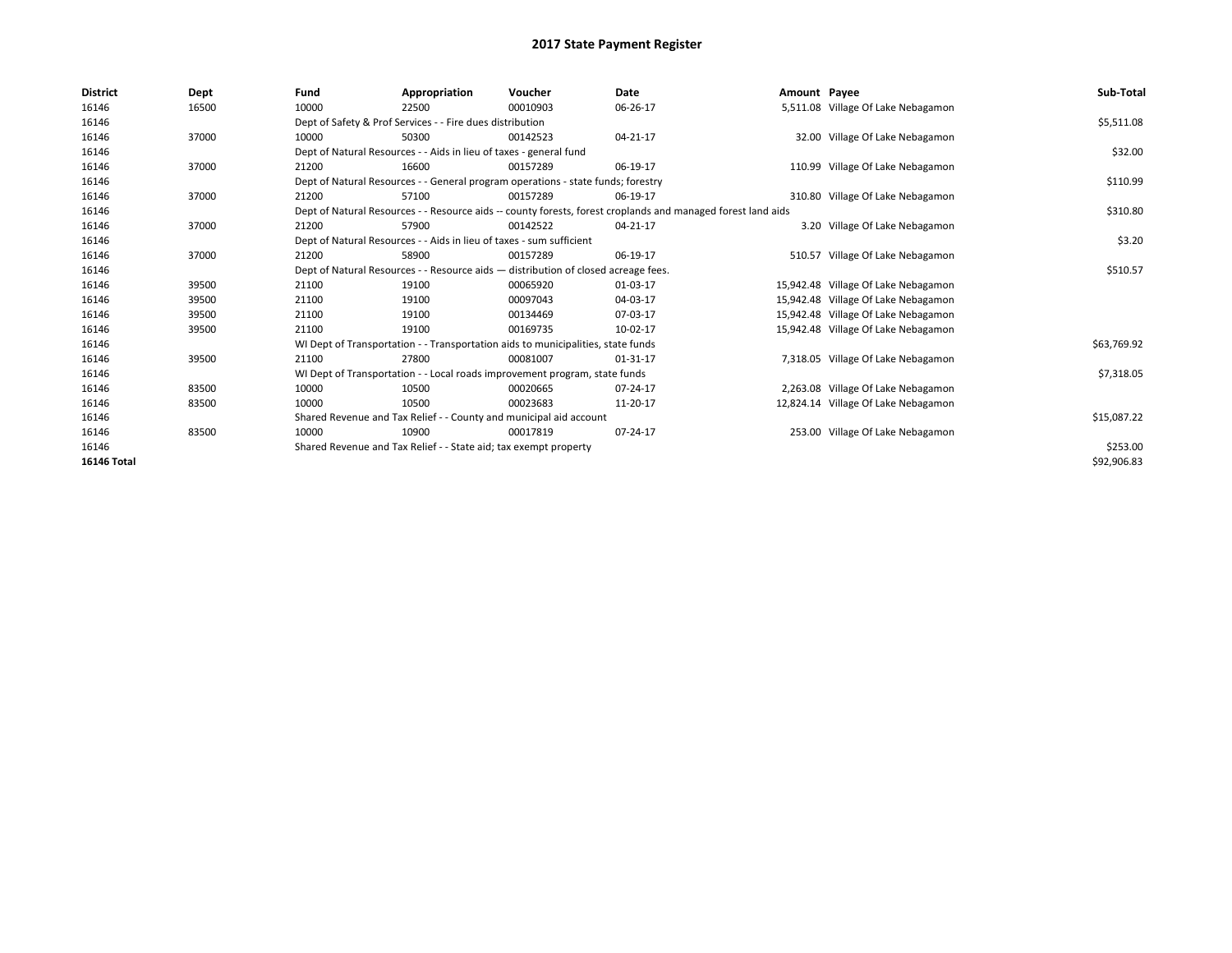# 2017 State Payment Register

| District | Dept | Fund | Appropriation | Voucher | Date | Amount | Payee | Sub-Total |
|---|---|---|---|---|---|---|---|---|
| 16146 | 16500 | 10000 | 22500 | 00010903 | 06-26-17 | 5,511.08 | Village Of Lake Nebagamon | |
| 16146 | | Dept of Safety & Prof Services - - Fire dues distribution | | | | | | $5,511.08 |
| 16146 | 37000 | 10000 | 50300 | 00142523 | 04-21-17 | 32.00 | Village Of Lake Nebagamon | |
| 16146 | | Dept of Natural Resources - - Aids in lieu of taxes - general fund | | | | | | $32.00 |
| 16146 | 37000 | 21200 | 16600 | 00157289 | 06-19-17 | 110.99 | Village Of Lake Nebagamon | |
| 16146 | | Dept of Natural Resources - - General program operations - state funds; forestry | | | | | | $110.99 |
| 16146 | 37000 | 21200 | 57100 | 00157289 | 06-19-17 | 310.80 | Village Of Lake Nebagamon | |
| 16146 | | Dept of Natural Resources - - Resource aids -- county forests, forest croplands and managed forest land aids | | | | | | $310.80 |
| 16146 | 37000 | 21200 | 57900 | 00142522 | 04-21-17 | 3.20 | Village Of Lake Nebagamon | |
| 16146 | | Dept of Natural Resources - - Aids in lieu of taxes - sum sufficient | | | | | | $3.20 |
| 16146 | 37000 | 21200 | 58900 | 00157289 | 06-19-17 | 510.57 | Village Of Lake Nebagamon | |
| 16146 | | Dept of Natural Resources - - Resource aids — distribution of closed acreage fees. | | | | | | $510.57 |
| 16146 | 39500 | 21100 | 19100 | 00065920 | 01-03-17 | 15,942.48 | Village Of Lake Nebagamon | |
| 16146 | 39500 | 21100 | 19100 | 00097043 | 04-03-17 | 15,942.48 | Village Of Lake Nebagamon | |
| 16146 | 39500 | 21100 | 19100 | 00134469 | 07-03-17 | 15,942.48 | Village Of Lake Nebagamon | |
| 16146 | 39500 | 21100 | 19100 | 00169735 | 10-02-17 | 15,942.48 | Village Of Lake Nebagamon | |
| 16146 | | WI Dept of Transportation - - Transportation aids to municipalities, state funds | | | | | | $63,769.92 |
| 16146 | 39500 | 21100 | 27800 | 00081007 | 01-31-17 | 7,318.05 | Village Of Lake Nebagamon | |
| 16146 | | WI Dept of Transportation - - Local roads improvement program, state funds | | | | | | $7,318.05 |
| 16146 | 83500 | 10000 | 10500 | 00020665 | 07-24-17 | 2,263.08 | Village Of Lake Nebagamon | |
| 16146 | 83500 | 10000 | 10500 | 00023683 | 11-20-17 | 12,824.14 | Village Of Lake Nebagamon | |
| 16146 | | Shared Revenue and Tax Relief - - County and municipal aid account | | | | | | $15,087.22 |
| 16146 | 83500 | 10000 | 10900 | 00017819 | 07-24-17 | 253.00 | Village Of Lake Nebagamon | |
| 16146 | | Shared Revenue and Tax Relief - - State aid; tax exempt property | | | | | | $253.00 |
| **16146 Total** | | | | | | | | $92,906.83 |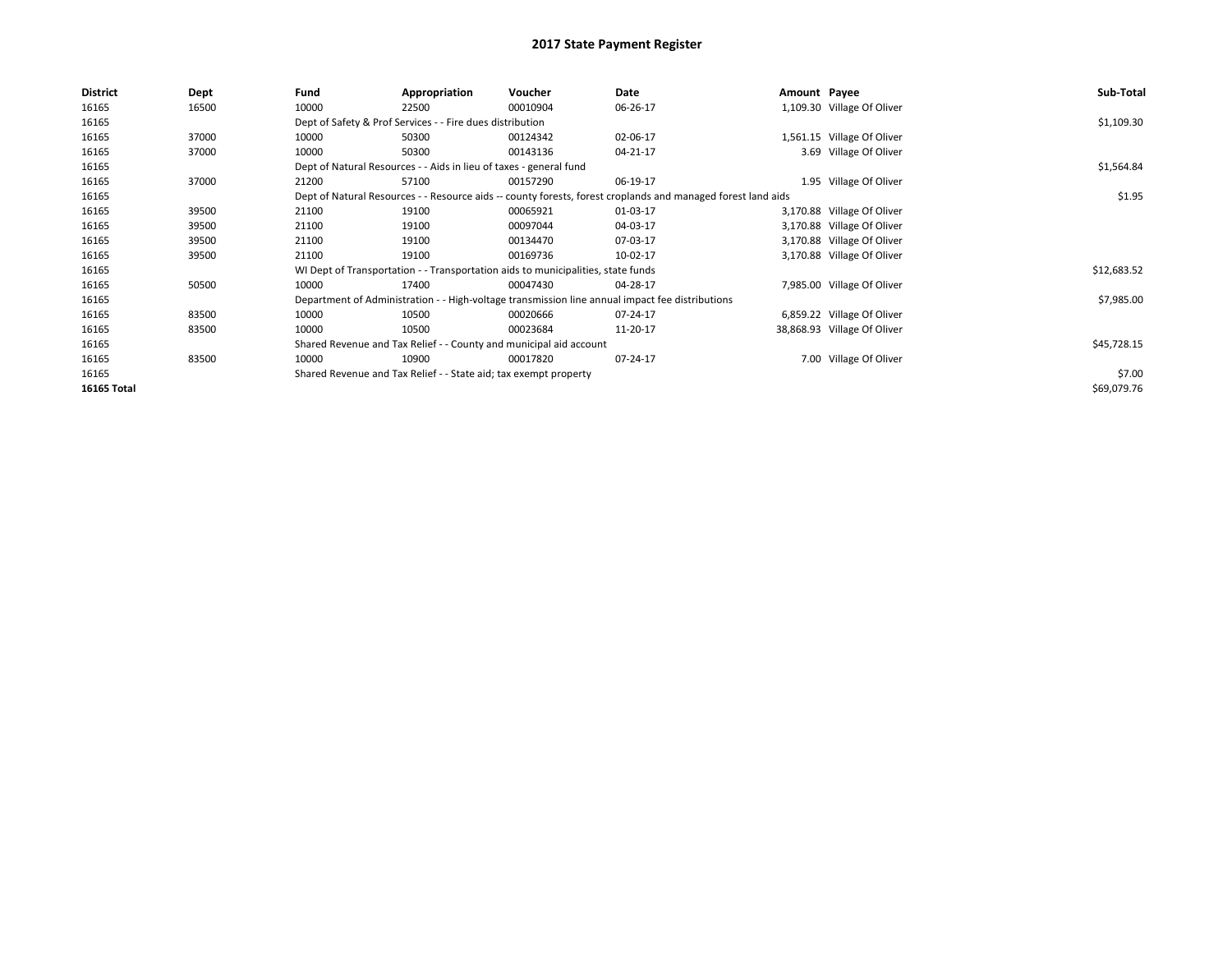# 2017 State Payment Register

| District | Dept | Fund | Appropriation | Voucher | Date | Amount | Payee | Sub-Total |
|---|---|---|---|---|---|---|---|---|
| 16165 | 16500 | 10000 | 22500 | 00010904 | 06-26-17 | 1,109.30 | Village Of Oliver | |
| 16165 | | Dept of Safety & Prof Services - - Fire dues distribution | | | | | | $1,109.30 |
| 16165 | 37000 | 10000 | 50300 | 00124342 | 02-06-17 | 1,561.15 | Village Of Oliver | |
| 16165 | 37000 | 10000 | 50300 | 00143136 | 04-21-17 | 3.69 | Village Of Oliver | |
| 16165 | | Dept of Natural Resources - - Aids in lieu of taxes - general fund | | | | | | $1,564.84 |
| 16165 | 37000 | 21200 | 57100 | 00157290 | 06-19-17 | 1.95 | Village Of Oliver | |
| 16165 | | Dept of Natural Resources - - Resource aids -- county forests, forest croplands and managed forest land aids | | | | | | $1.95 |
| 16165 | 39500 | 21100 | 19100 | 00065921 | 01-03-17 | 3,170.88 | Village Of Oliver | |
| 16165 | 39500 | 21100 | 19100 | 00097044 | 04-03-17 | 3,170.88 | Village Of Oliver | |
| 16165 | 39500 | 21100 | 19100 | 00134470 | 07-03-17 | 3,170.88 | Village Of Oliver | |
| 16165 | 39500 | 21100 | 19100 | 00169736 | 10-02-17 | 3,170.88 | Village Of Oliver | |
| 16165 | | WI Dept of Transportation - - Transportation aids to municipalities, state funds | | | | | | $12,683.52 |
| 16165 | 50500 | 10000 | 17400 | 00047430 | 04-28-17 | 7,985.00 | Village Of Oliver | |
| 16165 | | Department of Administration - - High-voltage transmission line annual impact fee distributions | | | | | | $7,985.00 |
| 16165 | 83500 | 10000 | 10500 | 00020666 | 07-24-17 | 6,859.22 | Village Of Oliver | |
| 16165 | 83500 | 10000 | 10500 | 00023684 | 11-20-17 | 38,868.93 | Village Of Oliver | |
| 16165 | | Shared Revenue and Tax Relief - - County and municipal aid account | | | | | | $45,728.15 |
| 16165 | 83500 | 10000 | 10900 | 00017820 | 07-24-17 | 7.00 | Village Of Oliver | |
| 16165 | | Shared Revenue and Tax Relief - - State aid; tax exempt property | | | | | | $7.00 |
| **16165 Total** | | | | | | | | $69,079.76 |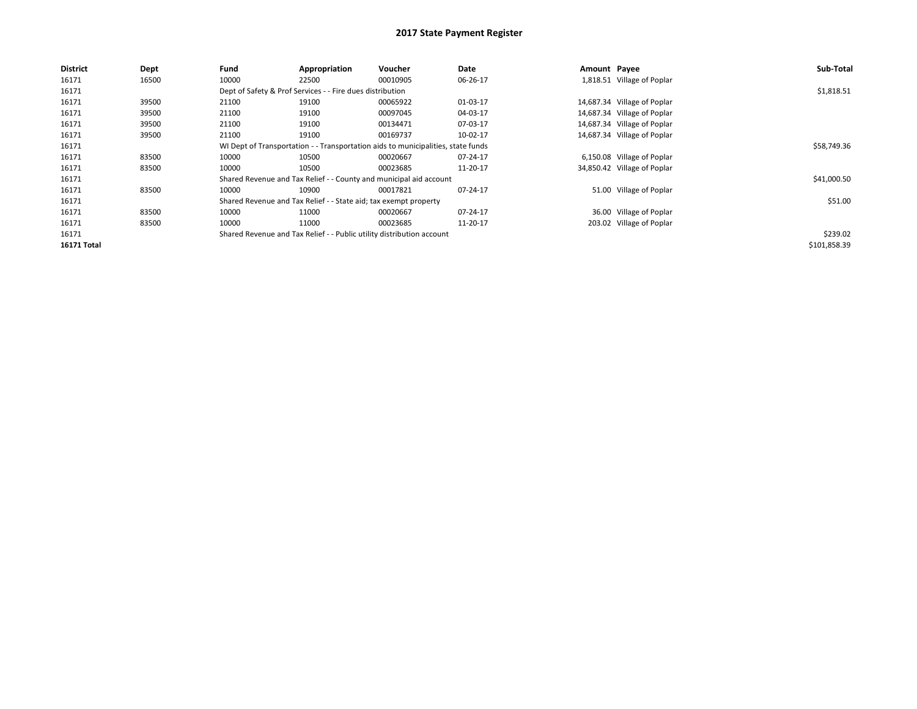# 2017 State Payment Register

| District | Dept | Fund | Appropriation | Voucher | Date | Amount | Payee | Sub-Total |
|---|---|---|---|---|---|---|---|---|
| 16171 | 16500 | 10000 | 22500 | 00010905 | 06-26-17 | 1,818.51 | Village of Poplar | |
| 16171 | | Dept of Safety & Prof Services - - Fire dues distribution | | | | | | $1,818.51 |
| 16171 | 39500 | 21100 | 19100 | 00065922 | 01-03-17 | 14,687.34 | Village of Poplar | |
| 16171 | 39500 | 21100 | 19100 | 00097045 | 04-03-17 | 14,687.34 | Village of Poplar | |
| 16171 | 39500 | 21100 | 19100 | 00134471 | 07-03-17 | 14,687.34 | Village of Poplar | |
| 16171 | 39500 | 21100 | 19100 | 00169737 | 10-02-17 | 14,687.34 | Village of Poplar | |
| 16171 | | WI Dept of Transportation - - Transportation aids to municipalities, state funds | | | | | | $58,749.36 |
| 16171 | 83500 | 10000 | 10500 | 00020667 | 07-24-17 | 6,150.08 | Village of Poplar | |
| 16171 | 83500 | 10000 | 10500 | 00023685 | 11-20-17 | 34,850.42 | Village of Poplar | |
| 16171 | | Shared Revenue and Tax Relief - - County and municipal aid account | | | | | | $41,000.50 |
| 16171 | 83500 | 10000 | 10900 | 00017821 | 07-24-17 | 51.00 | Village of Poplar | |
| 16171 | | Shared Revenue and Tax Relief - - State aid; tax exempt property | | | | | | $51.00 |
| 16171 | 83500 | 10000 | 11000 | 00020667 | 07-24-17 | 36.00 | Village of Poplar | |
| 16171 | 83500 | 10000 | 11000 | 00023685 | 11-20-17 | 203.02 | Village of Poplar | |
| 16171 | | Shared Revenue and Tax Relief - - Public utility distribution account | | | | | | $239.02 |
| **16171 Total** | | | | | | | | $101,858.39 |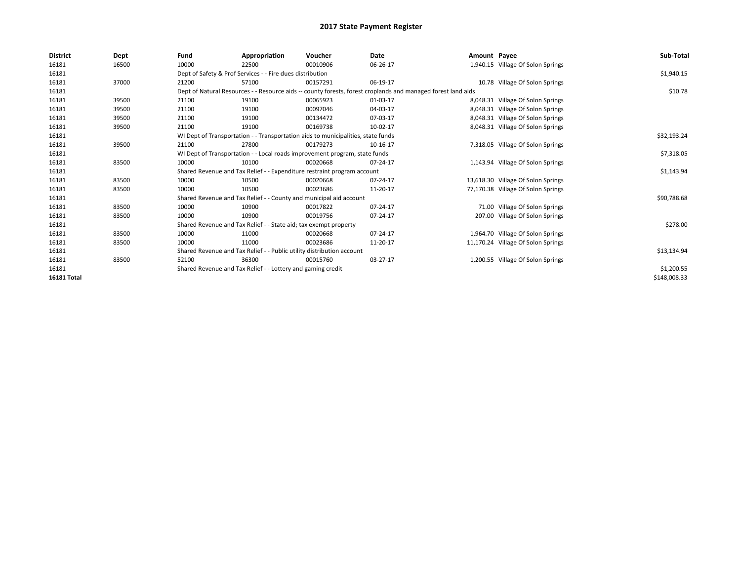# 2017 State Payment Register

| District | Dept | Fund | Appropriation | Voucher | Date | Amount | Payee | Sub-Total |
|---|---|---|---|---|---|---|---|---|
| 16181 | 16500 | 10000 | 22500 | 00010906 | 06-26-17 | 1,940.15 | Village Of Solon Springs | |
| 16181 | | Dept of Safety & Prof Services - - Fire dues distribution | | | | | | $1,940.15 |
| 16181 | 37000 | 21200 | 57100 | 00157291 | 06-19-17 | 10.78 | Village Of Solon Springs | |
| 16181 | | Dept of Natural Resources - - Resource aids -- county forests, forest croplands and managed forest land aids | | | | | | $10.78 |
| 16181 | 39500 | 21100 | 19100 | 00065923 | 01-03-17 | 8,048.31 | Village Of Solon Springs | |
| 16181 | 39500 | 21100 | 19100 | 00097046 | 04-03-17 | 8,048.31 | Village Of Solon Springs | |
| 16181 | 39500 | 21100 | 19100 | 00134472 | 07-03-17 | 8,048.31 | Village Of Solon Springs | |
| 16181 | 39500 | 21100 | 19100 | 00169738 | 10-02-17 | 8,048.31 | Village Of Solon Springs | |
| 16181 | | WI Dept of Transportation - - Transportation aids to municipalities, state funds | | | | | | $32,193.24 |
| 16181 | 39500 | 21100 | 27800 | 00179273 | 10-16-17 | 7,318.05 | Village Of Solon Springs | |
| 16181 | | WI Dept of Transportation - - Local roads improvement program, state funds | | | | | | $7,318.05 |
| 16181 | 83500 | 10000 | 10100 | 00020668 | 07-24-17 | 1,143.94 | Village Of Solon Springs | |
| 16181 | | Shared Revenue and Tax Relief - - Expenditure restraint program account | | | | | | $1,143.94 |
| 16181 | 83500 | 10000 | 10500 | 00020668 | 07-24-17 | 13,618.30 | Village Of Solon Springs | |
| 16181 | 83500 | 10000 | 10500 | 00023686 | 11-20-17 | 77,170.38 | Village Of Solon Springs | |
| 16181 | | Shared Revenue and Tax Relief - - County and municipal aid account | | | | | | $90,788.68 |
| 16181 | 83500 | 10000 | 10900 | 00017822 | 07-24-17 | 71.00 | Village Of Solon Springs | |
| 16181 | 83500 | 10000 | 10900 | 00019756 | 07-24-17 | 207.00 | Village Of Solon Springs | |
| 16181 | | Shared Revenue and Tax Relief - - State aid; tax exempt property | | | | | | $278.00 |
| 16181 | 83500 | 10000 | 11000 | 00020668 | 07-24-17 | 1,964.70 | Village Of Solon Springs | |
| 16181 | 83500 | 10000 | 11000 | 00023686 | 11-20-17 | 11,170.24 | Village Of Solon Springs | |
| 16181 | | Shared Revenue and Tax Relief - - Public utility distribution account | | | | | | $13,134.94 |
| 16181 | 83500 | 52100 | 36300 | 00015760 | 03-27-17 | 1,200.55 | Village Of Solon Springs | |
| 16181 | | Shared Revenue and Tax Relief - - Lottery and gaming credit | | | | | | $1,200.55 |
| **16181 Total** | | | | | | | | $148,008.33 |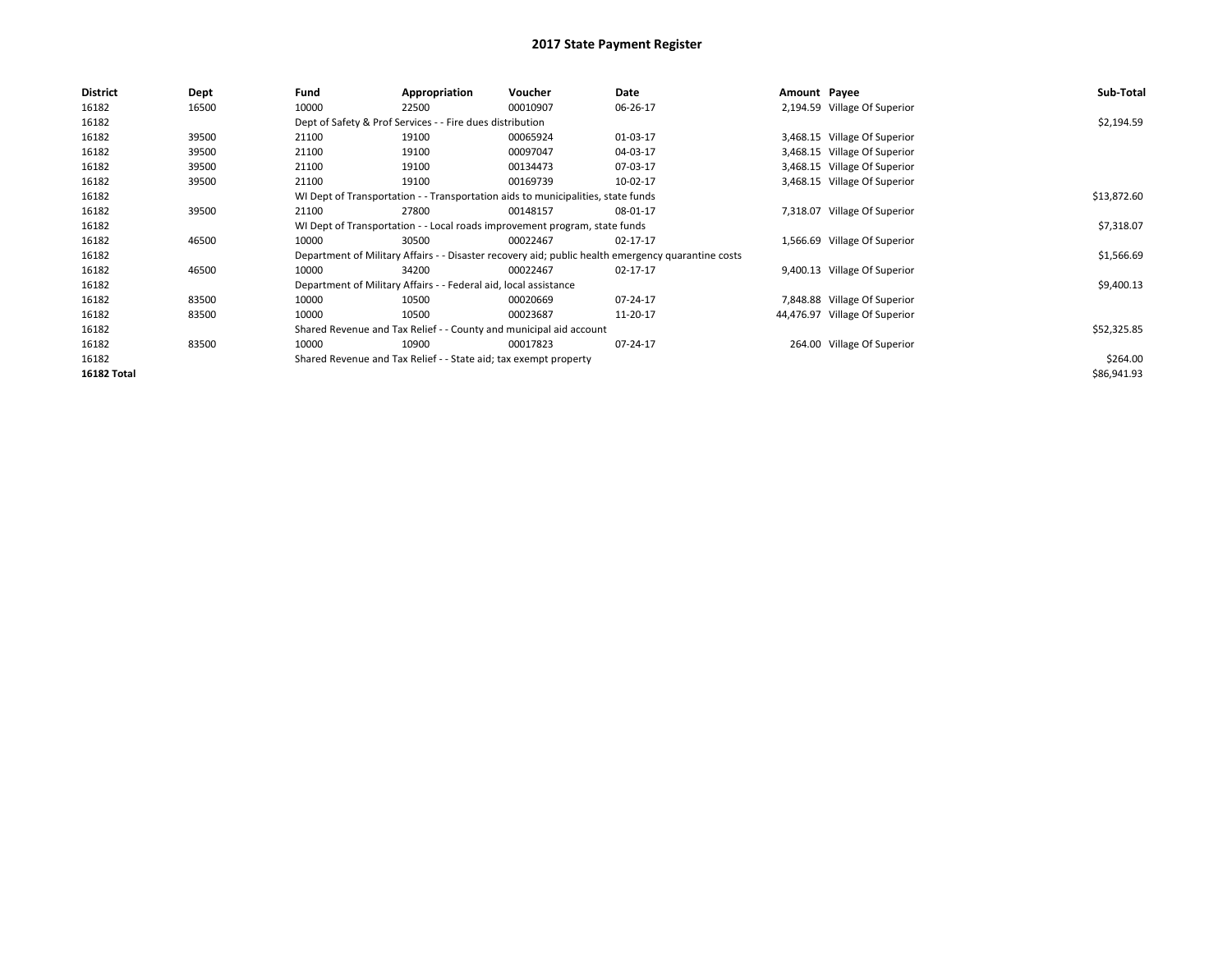# 2017 State Payment Register

| District | Dept | Fund | Appropriation | Voucher | Date | Amount | Payee | Sub-Total |
|---|---|---|---|---|---|---|---|---|
| 16182 | 16500 | 10000 | 22500 | 00010907 | 06-26-17 | 2,194.59 | Village Of Superior | |
| 16182 | | Dept of Safety & Prof Services - - Fire dues distribution | | | | | | $2,194.59 |
| 16182 | 39500 | 21100 | 19100 | 00065924 | 01-03-17 | 3,468.15 | Village Of Superior | |
| 16182 | 39500 | 21100 | 19100 | 00097047 | 04-03-17 | 3,468.15 | Village Of Superior | |
| 16182 | 39500 | 21100 | 19100 | 00134473 | 07-03-17 | 3,468.15 | Village Of Superior | |
| 16182 | 39500 | 21100 | 19100 | 00169739 | 10-02-17 | 3,468.15 | Village Of Superior | |
| 16182 | | WI Dept of Transportation - - Transportation aids to municipalities, state funds | | | | | | $13,872.60 |
| 16182 | 39500 | 21100 | 27800 | 00148157 | 08-01-17 | 7,318.07 | Village Of Superior | |
| 16182 | | WI Dept of Transportation - - Local roads improvement program, state funds | | | | | | $7,318.07 |
| 16182 | 46500 | 10000 | 30500 | 00022467 | 02-17-17 | 1,566.69 | Village Of Superior | |
| 16182 | | Department of Military Affairs - - Disaster recovery aid; public health emergency quarantine costs | | | | | | $1,566.69 |
| 16182 | 46500 | 10000 | 34200 | 00022467 | 02-17-17 | 9,400.13 | Village Of Superior | |
| 16182 | | Department of Military Affairs - - Federal aid, local assistance | | | | | | $9,400.13 |
| 16182 | 83500 | 10000 | 10500 | 00020669 | 07-24-17 | 7,848.88 | Village Of Superior | |
| 16182 | 83500 | 10000 | 10500 | 00023687 | 11-20-17 | 44,476.97 | Village Of Superior | |
| 16182 | | Shared Revenue and Tax Relief - - County and municipal aid account | | | | | | $52,325.85 |
| 16182 | 83500 | 10000 | 10900 | 00017823 | 07-24-17 | 264.00 | Village Of Superior | |
| 16182 | | Shared Revenue and Tax Relief - - State aid; tax exempt property | | | | | | $264.00 |
| **16182 Total** | | | | | | | | $86,941.93 |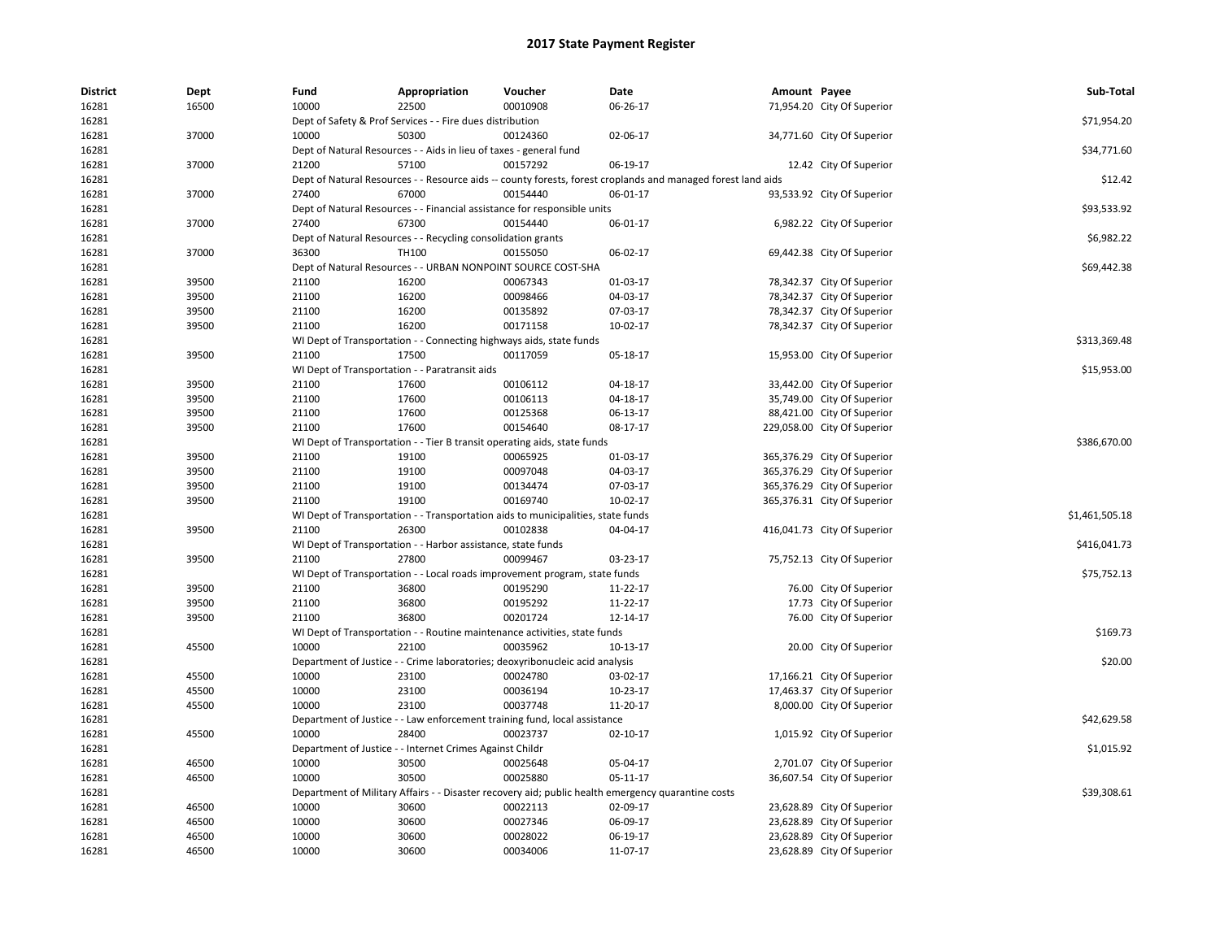# 2017 State Payment Register

| District | Dept | Fund | Appropriation | Voucher | Date | Amount | Payee | Sub-Total |
|---|---|---|---|---|---|---|---|---|
| 16281 | 16500 | 10000 | 22500 | 00010908 | 06-26-17 | 71,954.20 | City Of Superior | |
| 16281 | | Dept of Safety & Prof Services - - Fire dues distribution | | | | | | $71,954.20 |
| 16281 | 37000 | 10000 | 50300 | 00124360 | 02-06-17 | 34,771.60 | City Of Superior | |
| 16281 | | Dept of Natural Resources - - Aids in lieu of taxes - general fund | | | | | | $34,771.60 |
| 16281 | 37000 | 21200 | 57100 | 00157292 | 06-19-17 | 12.42 | City Of Superior | |
| 16281 | | Dept of Natural Resources - - Resource aids -- county forests, forest croplands and managed forest land aids | | | | | | $12.42 |
| 16281 | 37000 | 27400 | 67000 | 00154440 | 06-01-17 | 93,533.92 | City Of Superior | |
| 16281 | | Dept of Natural Resources - - Financial assistance for responsible units | | | | | | $93,533.92 |
| 16281 | 37000 | 27400 | 67300 | 00154440 | 06-01-17 | 6,982.22 | City Of Superior | |
| 16281 | | Dept of Natural Resources - - Recycling consolidation grants | | | | | | $6,982.22 |
| 16281 | 37000 | 36300 | TH100 | 00155050 | 06-02-17 | 69,442.38 | City Of Superior | |
| 16281 | | Dept of Natural Resources - - URBAN NONPOINT SOURCE COST-SHA | | | | | | $69,442.38 |
| 16281 | 39500 | 21100 | 16200 | 00067343 | 01-03-17 | 78,342.37 | City Of Superior | |
| 16281 | 39500 | 21100 | 16200 | 00098466 | 04-03-17 | 78,342.37 | City Of Superior | |
| 16281 | 39500 | 21100 | 16200 | 00135892 | 07-03-17 | 78,342.37 | City Of Superior | |
| 16281 | 39500 | 21100 | 16200 | 00171158 | 10-02-17 | 78,342.37 | City Of Superior | |
| 16281 | | WI Dept of Transportation - - Connecting highways aids, state funds | | | | | | $313,369.48 |
| 16281 | 39500 | 21100 | 17500 | 00117059 | 05-18-17 | 15,953.00 | City Of Superior | |
| 16281 | | WI Dept of Transportation - - Paratransit aids | | | | | | $15,953.00 |
| 16281 | 39500 | 21100 | 17600 | 00106112 | 04-18-17 | 33,442.00 | City Of Superior | |
| 16281 | 39500 | 21100 | 17600 | 00106113 | 04-18-17 | 35,749.00 | City Of Superior | |
| 16281 | 39500 | 21100 | 17600 | 00125368 | 06-13-17 | 88,421.00 | City Of Superior | |
| 16281 | 39500 | 21100 | 17600 | 00154640 | 08-17-17 | 229,058.00 | City Of Superior | |
| 16281 | | WI Dept of Transportation - - Tier B transit operating aids, state funds | | | | | | $386,670.00 |
| 16281 | 39500 | 21100 | 19100 | 00065925 | 01-03-17 | 365,376.29 | City Of Superior | |
| 16281 | 39500 | 21100 | 19100 | 00097048 | 04-03-17 | 365,376.29 | City Of Superior | |
| 16281 | 39500 | 21100 | 19100 | 00134474 | 07-03-17 | 365,376.29 | City Of Superior | |
| 16281 | 39500 | 21100 | 19100 | 00169740 | 10-02-17 | 365,376.31 | City Of Superior | |
| 16281 | | WI Dept of Transportation - - Transportation aids to municipalities, state funds | | | | | | $1,461,505.18 |
| 16281 | 39500 | 21100 | 26300 | 00102838 | 04-04-17 | 416,041.73 | City Of Superior | |
| 16281 | | WI Dept of Transportation - - Harbor assistance, state funds | | | | | | $416,041.73 |
| 16281 | 39500 | 21100 | 27800 | 00099467 | 03-23-17 | 75,752.13 | City Of Superior | |
| 16281 | | WI Dept of Transportation - - Local roads improvement program, state funds | | | | | | $75,752.13 |
| 16281 | 39500 | 21100 | 36800 | 00195290 | 11-22-17 | 76.00 | City Of Superior | |
| 16281 | 39500 | 21100 | 36800 | 00195292 | 11-22-17 | 17.73 | City Of Superior | |
| 16281 | 39500 | 21100 | 36800 | 00201724 | 12-14-17 | 76.00 | City Of Superior | |
| 16281 | | WI Dept of Transportation - - Routine maintenance activities, state funds | | | | | | $169.73 |
| 16281 | 45500 | 10000 | 22100 | 00035962 | 10-13-17 | 20.00 | City Of Superior | |
| 16281 | | Department of Justice - - Crime laboratories; deoxyribonucleic acid analysis | | | | | | $20.00 |
| 16281 | 45500 | 10000 | 23100 | 00024780 | 03-02-17 | 17,166.21 | City Of Superior | |
| 16281 | 45500 | 10000 | 23100 | 00036194 | 10-23-17 | 17,463.37 | City Of Superior | |
| 16281 | 45500 | 10000 | 23100 | 00037748 | 11-20-17 | 8,000.00 | City Of Superior | |
| 16281 | | Department of Justice - - Law enforcement training fund, local assistance | | | | | | $42,629.58 |
| 16281 | 45500 | 10000 | 28400 | 00023737 | 02-10-17 | 1,015.92 | City Of Superior | |
| 16281 | | Department of Justice - - Internet Crimes Against Childr | | | | | | $1,015.92 |
| 16281 | 46500 | 10000 | 30500 | 00025648 | 05-04-17 | 2,701.07 | City Of Superior | |
| 16281 | 46500 | 10000 | 30500 | 00025880 | 05-11-17 | 36,607.54 | City Of Superior | |
| 16281 | | Department of Military Affairs - - Disaster recovery aid; public health emergency quarantine costs | | | | | | $39,308.61 |
| 16281 | 46500 | 10000 | 30600 | 00022113 | 02-09-17 | 23,628.89 | City Of Superior | |
| 16281 | 46500 | 10000 | 30600 | 00027346 | 06-09-17 | 23,628.89 | City Of Superior | |
| 16281 | 46500 | 10000 | 30600 | 00028022 | 06-19-17 | 23,628.89 | City Of Superior | |
| 16281 | 46500 | 10000 | 30600 | 00034006 | 11-07-17 | 23,628.89 | City Of Superior | |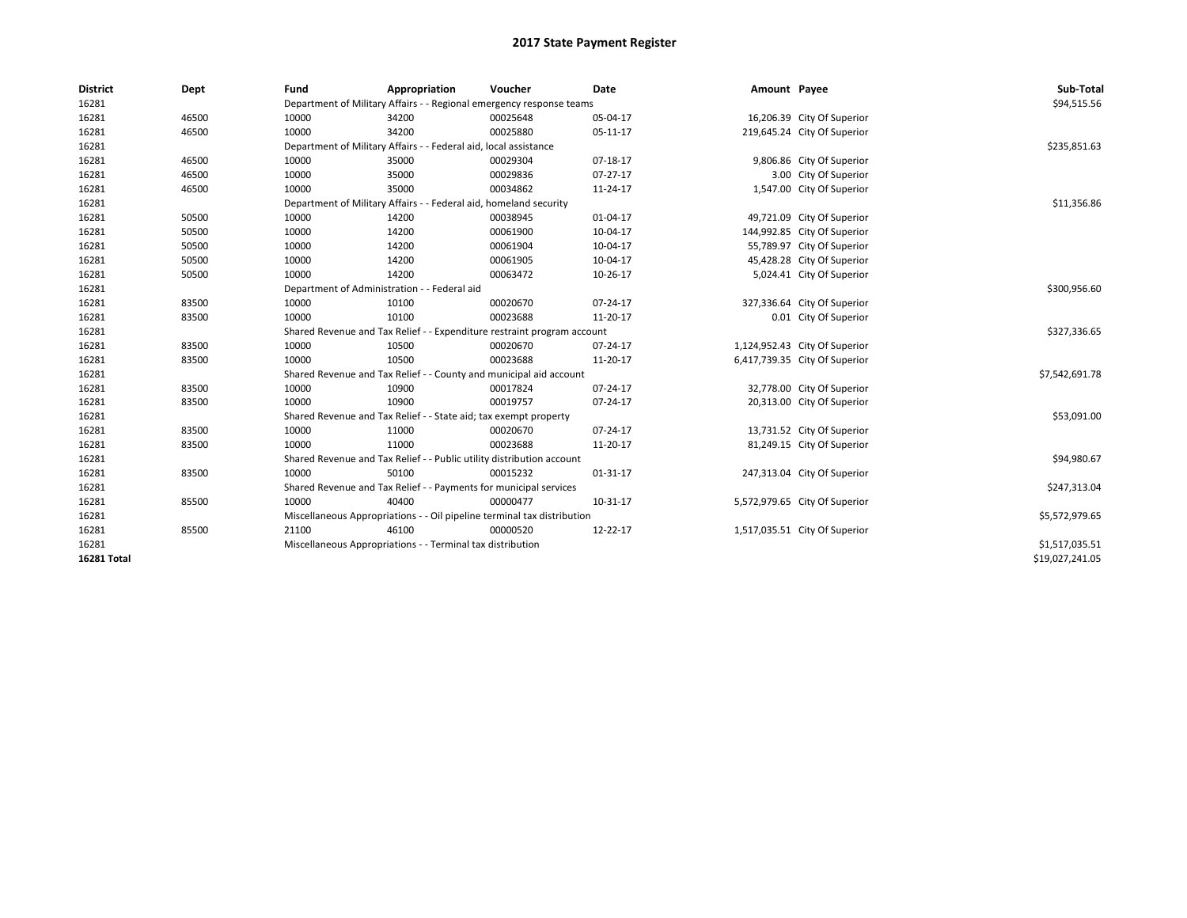# 2017 State Payment Register

| District | Dept | Fund | Appropriation | Voucher | Date | Amount | Payee | Sub-Total |
|---|---|---|---|---|---|---|---|---|
| 16281 | | Department of Military Affairs - - Regional emergency response teams | | | | | | $94,515.56 |
| 16281 | 46500 | 10000 | 34200 | 00025648 | 05-04-17 | 16,206.39 | City Of Superior | |
| 16281 | 46500 | 10000 | 34200 | 00025880 | 05-11-17 | 219,645.24 | City Of Superior | |
| 16281 | | Department of Military Affairs - - Federal aid, local assistance | | | | | | $235,851.63 |
| 16281 | 46500 | 10000 | 35000 | 00029304 | 07-18-17 | 9,806.86 | City Of Superior | |
| 16281 | 46500 | 10000 | 35000 | 00029836 | 07-27-17 | 3.00 | City Of Superior | |
| 16281 | 46500 | 10000 | 35000 | 00034862 | 11-24-17 | 1,547.00 | City Of Superior | |
| 16281 | | Department of Military Affairs - - Federal aid, homeland security | | | | | | $11,356.86 |
| 16281 | 50500 | 10000 | 14200 | 00038945 | 01-04-17 | 49,721.09 | City Of Superior | |
| 16281 | 50500 | 10000 | 14200 | 00061900 | 10-04-17 | 144,992.85 | City Of Superior | |
| 16281 | 50500 | 10000 | 14200 | 00061904 | 10-04-17 | 55,789.97 | City Of Superior | |
| 16281 | 50500 | 10000 | 14200 | 00061905 | 10-04-17 | 45,428.28 | City Of Superior | |
| 16281 | 50500 | 10000 | 14200 | 00063472 | 10-26-17 | 5,024.41 | City Of Superior | |
| 16281 | | Department of Administration - - Federal aid | | | | | | $300,956.60 |
| 16281 | 83500 | 10000 | 10100 | 00020670 | 07-24-17 | 327,336.64 | City Of Superior | |
| 16281 | 83500 | 10000 | 10100 | 00023688 | 11-20-17 | 0.01 | City Of Superior | |
| 16281 | | Shared Revenue and Tax Relief - - Expenditure restraint program account | | | | | | $327,336.65 |
| 16281 | 83500 | 10000 | 10500 | 00020670 | 07-24-17 | 1,124,952.43 | City Of Superior | |
| 16281 | 83500 | 10000 | 10500 | 00023688 | 11-20-17 | 6,417,739.35 | City Of Superior | |
| 16281 | | Shared Revenue and Tax Relief - - County and municipal aid account | | | | | | $7,542,691.78 |
| 16281 | 83500 | 10000 | 10900 | 00017824 | 07-24-17 | 32,778.00 | City Of Superior | |
| 16281 | 83500 | 10000 | 10900 | 00019757 | 07-24-17 | 20,313.00 | City Of Superior | |
| 16281 | | Shared Revenue and Tax Relief - - State aid; tax exempt property | | | | | | $53,091.00 |
| 16281 | 83500 | 10000 | 11000 | 00020670 | 07-24-17 | 13,731.52 | City Of Superior | |
| 16281 | 83500 | 10000 | 11000 | 00023688 | 11-20-17 | 81,249.15 | City Of Superior | |
| 16281 | | Shared Revenue and Tax Relief - - Public utility distribution account | | | | | | $94,980.67 |
| 16281 | 83500 | 10000 | 50100 | 00015232 | 01-31-17 | 247,313.04 | City Of Superior | |
| 16281 | | Shared Revenue and Tax Relief - - Payments for municipal services | | | | | | $247,313.04 |
| 16281 | 85500 | 10000 | 40400 | 00000477 | 10-31-17 | 5,572,979.65 | City Of Superior | |
| 16281 | | Miscellaneous Appropriations - - Oil pipeline terminal tax distribution | | | | | | $5,572,979.65 |
| 16281 | 85500 | 21100 | 46100 | 00000520 | 12-22-17 | 1,517,035.51 | City Of Superior | |
| 16281 | | Miscellaneous Appropriations - - Terminal tax distribution | | | | | | $1,517,035.51 |
| **16281 Total** | | | | | | | | $19,027,241.05 |